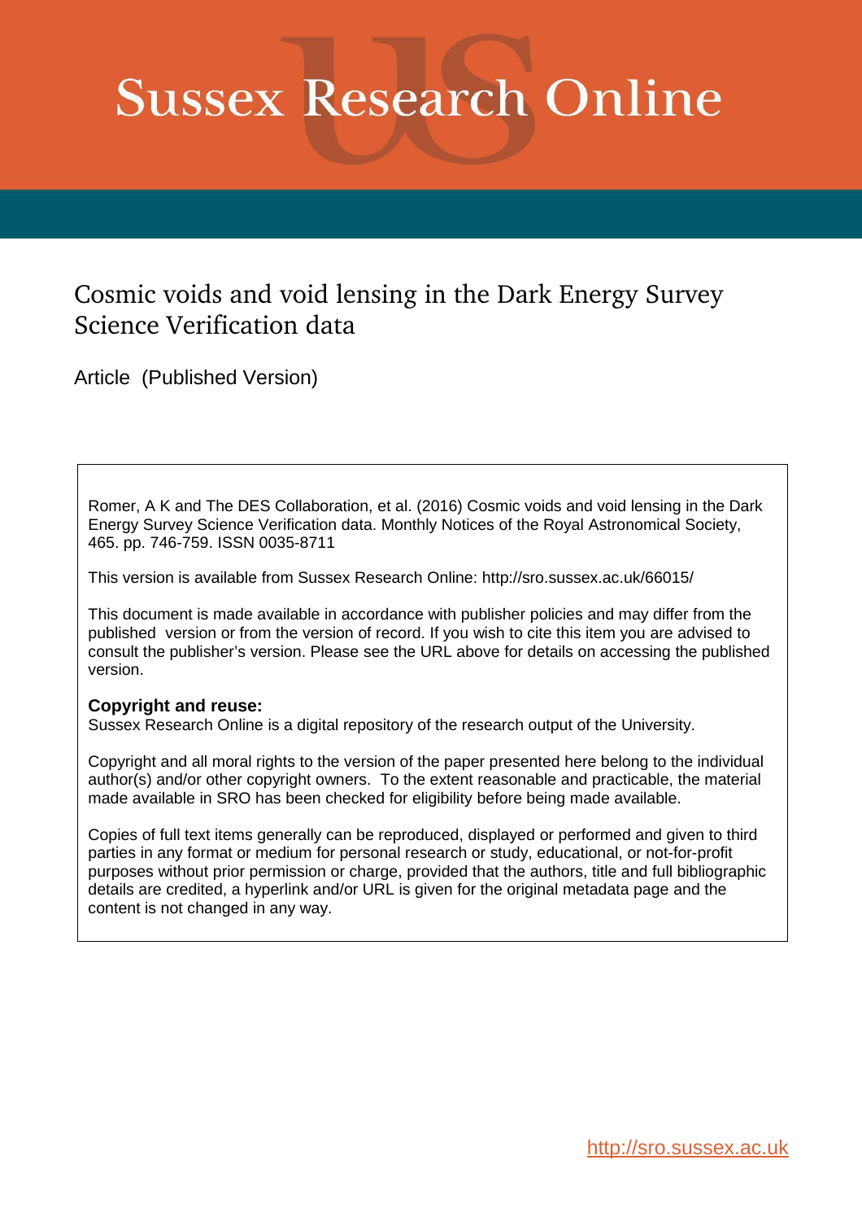# Sussex Research Online

## Cosmic voids and void lensing in the Dark Energy Survey Science Verification data

Article (Published Version)

Romer, A K and The DES Collaboration, et al. (2016) Cosmic voids and void lensing in the Dark Energy Survey Science Verification data. Monthly Notices of the Royal Astronomical Society, 465. pp. 746-759. ISSN 0035-8711

This version is available from Sussex Research Online: http://sro.sussex.ac.uk/66015/

This document is made available in accordance with publisher policies and may differ from the published version or from the version of record. If you wish to cite this item you are advised to consult the publisher's version. Please see the URL above for details on accessing the published version.

**Copyright and reuse:**
Sussex Research Online is a digital repository of the research output of the University.

Copyright and all moral rights to the version of the paper presented here belong to the individual author(s) and/or other copyright owners. To the extent reasonable and practicable, the material made available in SRO has been checked for eligibility before being made available.

Copies of full text items generally can be reproduced, displayed or performed and given to third parties in any format or medium for personal research or study, educational, or not-for-profit purposes without prior permission or charge, provided that the authors, title and full bibliographic details are credited, a hyperlink and/or URL is given for the original metadata page and the content is not changed in any way.

http://sro.sussex.ac.uk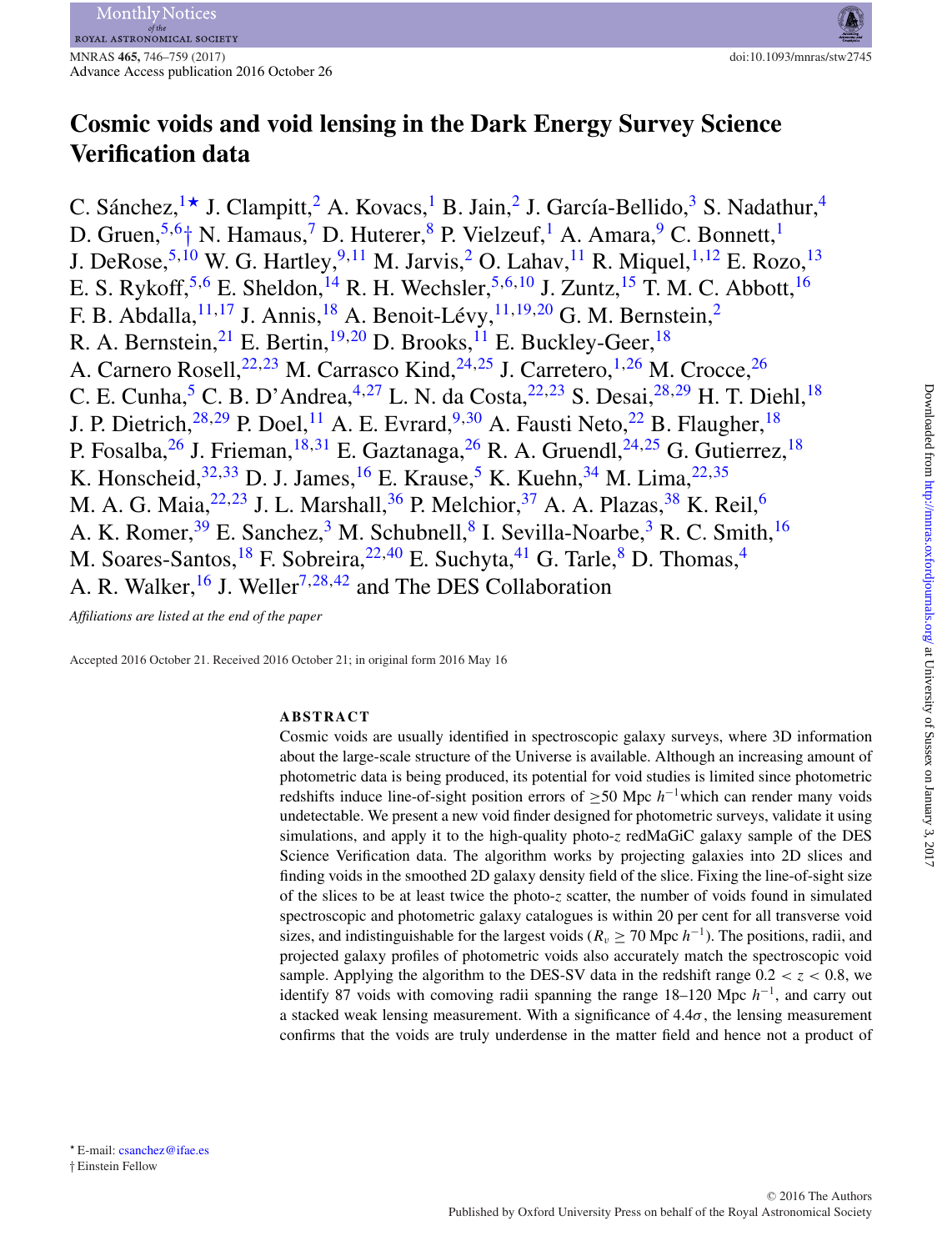# Cosmic voids and void lensing in the Dark Energy Survey Science Verification data

C. Sánchez,[1⋆] J. Clampitt,[2] A. Kovacs,[1] B. Jain,[2] J. García-Bellido,[3] S. Nadathur,[4] D. Gruen,[5,6†] N. Hamaus,[7] D. Huterer,[8] P. Vielzeuf,[1] A. Amara,[9] C. Bonnett,[1] J. DeRose,[5,10] W. G. Hartley,[9,11] M. Jarvis,[2] O. Lahav,[11] R. Miquel,[1,12] E. Rozo,[13] E. S. Rykoff,[5,6] E. Sheldon,[14] R. H. Wechsler,[5,6,10] J. Zuntz,[15] T. M. C. Abbott,[16] F. B. Abdalla,[11,17] J. Annis,[18] A. Benoit-Lévy,[11,19,20] G. M. Bernstein,[2] R. A. Bernstein,[21] E. Bertin,[19,20] D. Brooks,[11] E. Buckley-Geer,[18] A. Carnero Rosell,[22,23] M. Carrasco Kind,[24,25] J. Carretero,[1,26] M. Crocce,[26] C. E. Cunha,[5] C. B. D'Andrea,[4,27] L. N. da Costa,[22,23] S. Desai,[28,29] H. T. Diehl,[18] J. P. Dietrich,[28,29] P. Doel,[11] A. E. Evrard,[9,30] A. Fausti Neto,[22] B. Flaugher,[18] P. Fosalba,[26] J. Frieman,[18,31] E. Gaztanaga,[26] R. A. Gruendl,[24,25] G. Gutierrez,[18] K. Honscheid,[32,33] D. J. James,[16] E. Krause,[5] K. Kuehn,[34] M. Lima,[22,35] M. A. G. Maia,[22,23] J. L. Marshall,[36] P. Melchior,[37] A. A. Plazas,[38] K. Reil,[6] A. K. Romer,[39] E. Sanchez,[3] M. Schubnell,[8] I. Sevilla-Noarbe,[3] R. C. Smith,[16] M. Soares-Santos,[18] F. Sobreira,[22,40] E. Suchyta,[41] G. Tarle,[8] D. Thomas,[4] A. R. Walker,[16] J. Weller[7,28,42] and The DES Collaboration

*Affiliations are listed at the end of the paper*

Accepted 2016 October 21. Received 2016 October 21; in original form 2016 May 16

## ABSTRACT

Cosmic voids are usually identified in spectroscopic galaxy surveys, where 3D information about the large-scale structure of the Universe is available. Although an increasing amount of photometric data is being produced, its potential for void studies is limited since photometric redshifts induce line-of-sight position errors of $\geq$50 Mpc $h^{-1}$which can render many voids undetectable. We present a new void finder designed for photometric surveys, validate it using simulations, and apply it to the high-quality photo-$z$ redMaGiC galaxy sample of the DES Science Verification data. The algorithm works by projecting galaxies into 2D slices and finding voids in the smoothed 2D galaxy density field of the slice. Fixing the line-of-sight size of the slices to be at least twice the photo-$z$ scatter, the number of voids found in simulated spectroscopic and photometric galaxy catalogues is within 20 per cent for all transverse void sizes, and indistinguishable for the largest voids ($R_v \geq 70$ Mpc $h^{-1}$). The positions, radii, and projected galaxy profiles of photometric voids also accurately match the spectroscopic void sample. Applying the algorithm to the DES-SV data in the redshift range $0.2 < z < 0.8$, we identify 87 voids with comoving radii spanning the range 18–120 Mpc $h^{-1}$, and carry out a stacked weak lensing measurement. With a significance of 4.4$\sigma$, the lensing measurement confirms that the voids are truly underdense in the matter field and hence not a product of

⋆ E-mail: csanchez@ifae.es

† Einstein Fellow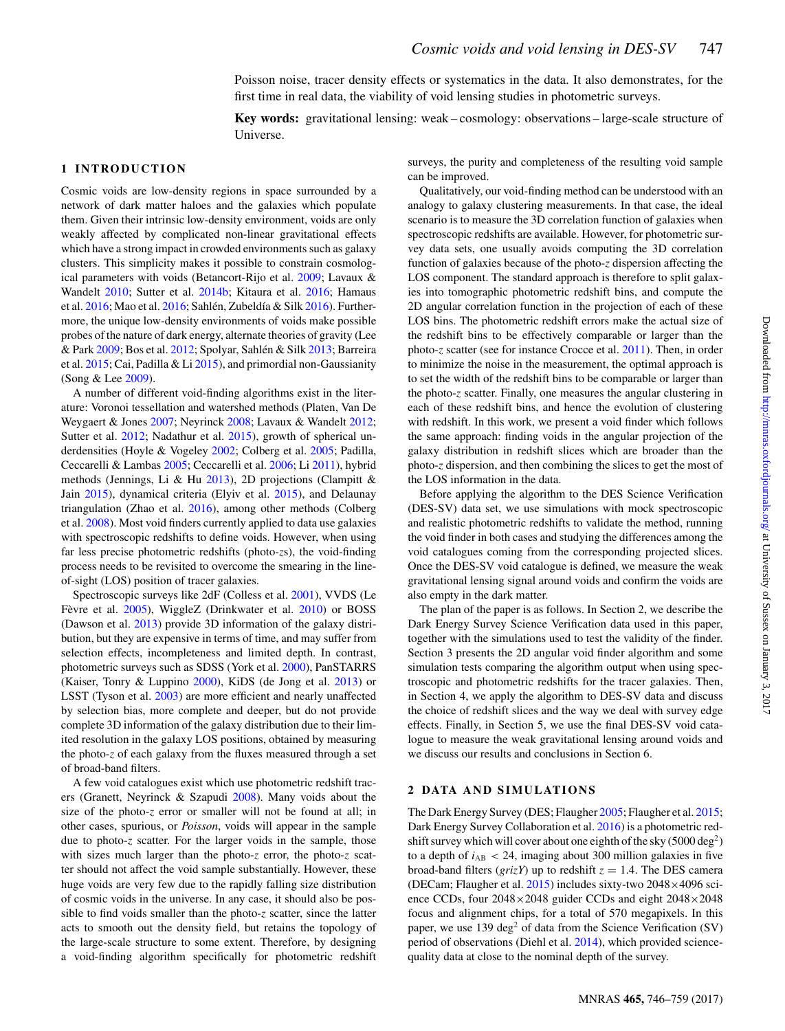Poisson noise, tracer density effects or systematics in the data. It also demonstrates, for the first time in real data, the viability of void lensing studies in photometric surveys.

**Key words:** gravitational lensing: weak – cosmology: observations – large-scale structure of Universe.

## 1 INTRODUCTION

Cosmic voids are low-density regions in space surrounded by a network of dark matter haloes and the galaxies which populate them. Given their intrinsic low-density environment, voids are only weakly affected by complicated non-linear gravitational effects which have a strong impact in crowded environments such as galaxy clusters. This simplicity makes it possible to constrain cosmological parameters with voids (Betancort-Rijo et al. 2009; Lavaux & Wandelt 2010; Sutter et al. 2014b; Kitaura et al. 2016; Hamaus et al. 2016; Mao et al. 2016; Sahlén, Zubeldía & Silk 2016). Furthermore, the unique low-density environments of voids make possible probes of the nature of dark energy, alternate theories of gravity (Lee & Park 2009; Bos et al. 2012; Spolyar, Sahlén & Silk 2013; Barreira et al. 2015; Cai, Padilla & Li 2015), and primordial non-Gaussianity (Song & Lee 2009).

A number of different void-finding algorithms exist in the literature: Voronoi tessellation and watershed methods (Platen, Van De Weygaert & Jones 2007; Neyrinck 2008; Lavaux & Wandelt 2012; Sutter et al. 2012; Nadathur et al. 2015), growth of spherical underdensities (Hoyle & Vogeley 2002; Colberg et al. 2005; Padilla, Ceccarelli & Lambas 2005; Ceccarelli et al. 2006; Li 2011), hybrid methods (Jennings, Li & Hu 2013), 2D projections (Clampitt & Jain 2015), dynamical criteria (Elyiv et al. 2015), and Delaunay triangulation (Zhao et al. 2016), among other methods (Colberg et al. 2008). Most void finders currently applied to data use galaxies with spectroscopic redshifts to define voids. However, when using far less precise photometric redshifts (photo-$z$s), the void-finding process needs to be revisited to overcome the smearing in the line-of-sight (LOS) position of tracer galaxies.

Spectroscopic surveys like 2dF (Colless et al. 2001), VVDS (Le Fèvre et al. 2005), WiggleZ (Drinkwater et al. 2010) or BOSS (Dawson et al. 2013) provide 3D information of the galaxy distribution, but they are expensive in terms of time, and may suffer from selection effects, incompleteness and limited depth. In contrast, photometric surveys such as SDSS (York et al. 2000), PanSTARRS (Kaiser, Tonry & Luppino 2000), KiDS (de Jong et al. 2013) or LSST (Tyson et al. 2003) are more efficient and nearly unaffected by selection bias, more complete and deeper, but do not provide complete 3D information of the galaxy distribution due to their limited resolution in the galaxy LOS positions, obtained by measuring the photo-$z$ of each galaxy from the fluxes measured through a set of broad-band filters.

A few void catalogues exist which use photometric redshift tracers (Granett, Neyrinck & Szapudi 2008). Many voids about the size of the photo-$z$ error or smaller will not be found at all; in other cases, spurious, or *Poisson*, voids will appear in the sample due to photo-$z$ scatter. For the larger voids in the sample, those with sizes much larger than the photo-$z$ error, the photo-$z$ scatter should not affect the void sample substantially. However, these huge voids are very few due to the rapidly falling size distribution of cosmic voids in the universe. In any case, it should also be possible to find voids smaller than the photo-$z$ scatter, since the latter acts to smooth out the density field, but retains the topology of the large-scale structure to some extent. Therefore, by designing a void-finding algorithm specifically for photometric redshift surveys, the purity and completeness of the resulting void sample can be improved.

Qualitatively, our void-finding method can be understood with an analogy to galaxy clustering measurements. In that case, the ideal scenario is to measure the 3D correlation function of galaxies when spectroscopic redshifts are available. However, for photometric survey data sets, one usually avoids computing the 3D correlation function of galaxies because of the photo-$z$ dispersion affecting the LOS component. The standard approach is therefore to split galaxies into tomographic photometric redshift bins, and compute the 2D angular correlation function in the projection of each of these LOS bins. The photometric redshift errors make the actual size of the redshift bins to be effectively comparable or larger than the photo-$z$ scatter (see for instance Crocce et al. 2011). Then, in order to minimize the noise in the measurement, the optimal approach is to set the width of the redshift bins to be comparable or larger than the photo-$z$ scatter. Finally, one measures the angular clustering in each of these redshift bins, and hence the evolution of clustering with redshift. In this work, we present a void finder which follows the same approach: finding voids in the angular projection of the galaxy distribution in redshift slices which are broader than the photo-$z$ dispersion, and then combining the slices to get the most of the LOS information in the data.

Before applying the algorithm to the DES Science Verification (DES-SV) data set, we use simulations with mock spectroscopic and realistic photometric redshifts to validate the method, running the void finder in both cases and studying the differences among the void catalogues coming from the corresponding projected slices. Once the DES-SV void catalogue is defined, we measure the weak gravitational lensing signal around voids and confirm the voids are also empty in the dark matter.

The plan of the paper is as follows. In Section 2, we describe the Dark Energy Survey Science Verification data used in this paper, together with the simulations used to test the validity of the finder. Section 3 presents the 2D angular void finder algorithm and some simulation tests comparing the algorithm output when using spectroscopic and photometric redshifts for the tracer galaxies. Then, in Section 4, we apply the algorithm to DES-SV data and discuss the choice of redshift slices and the way we deal with survey edge effects. Finally, in Section 5, we use the final DES-SV void catalogue to measure the weak gravitational lensing around voids and we discuss our results and conclusions in Section 6.

## 2 DATA AND SIMULATIONS

The Dark Energy Survey (DES; Flaugher 2005; Flaugher et al. 2015; Dark Energy Survey Collaboration et al. 2016) is a photometric redshift survey which will cover about one eighth of the sky (5000 deg$^2$) to a depth of $i_{\rm AB} < 24$, imaging about 300 million galaxies in five broad-band filters ($grizY$) up to redshift $z = 1.4$. The DES camera (DECam; Flaugher et al. 2015) includes sixty-two $2048\times4096$ science CCDs, four $2048\times2048$ guider CCDs and eight $2048\times2048$ focus and alignment chips, for a total of 570 megapixels. In this paper, we use 139 deg$^2$ of data from the Science Verification (SV) period of observations (Diehl et al. 2014), which provided science-quality data at close to the nominal depth of the survey.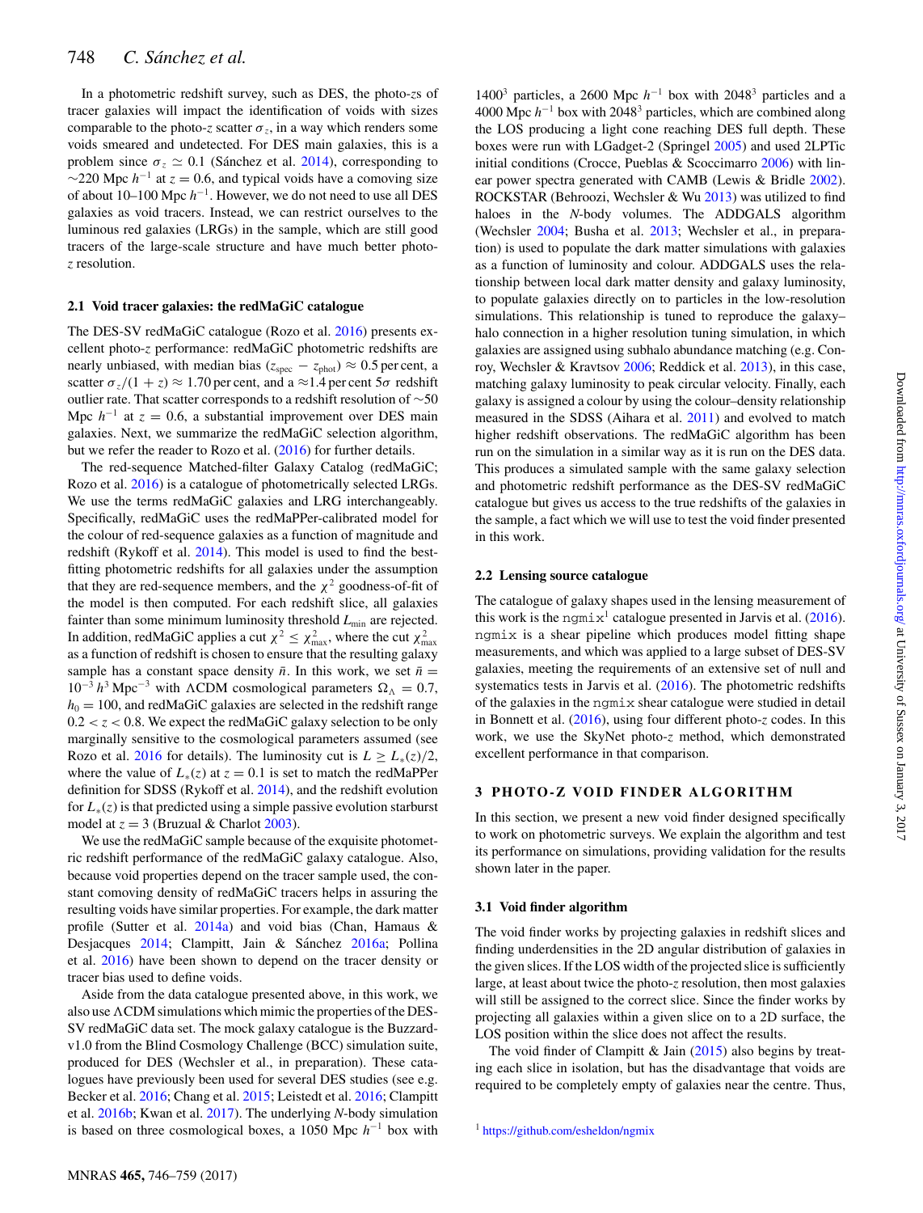In a photometric redshift survey, such as DES, the photo-$z$s of tracer galaxies will impact the identification of voids with sizes comparable to the photo-$z$ scatter $\sigma_z$, in a way which renders some voids smeared and undetected. For DES main galaxies, this is a problem since $\sigma_z \simeq 0.1$ (Sánchez et al. 2014), corresponding to $\sim$220 Mpc $h^{-1}$ at $z = 0.6$, and typical voids have a comoving size of about 10–100 Mpc $h^{-1}$. However, we do not need to use all DES galaxies as void tracers. Instead, we can restrict ourselves to the luminous red galaxies (LRGs) in the sample, which are still good tracers of the large-scale structure and have much better photo-$z$ resolution.

### 2.1 Void tracer galaxies: the redMaGiC catalogue

The DES-SV redMaGiC catalogue (Rozo et al. 2016) presents excellent photo-$z$ performance: redMaGiC photometric redshifts are nearly unbiased, with median bias ($z_{\rm spec} - z_{\rm phot}$) $\approx 0.5$ per cent, a scatter $\sigma_z/(1+z) \approx 1.70$ per cent, and a $\approx$1.4 per cent $5\sigma$ redshift outlier rate. That scatter corresponds to a redshift resolution of $\sim$50 Mpc $h^{-1}$ at $z = 0.6$, a substantial improvement over DES main galaxies. Next, we summarize the redMaGiC selection algorithm, but we refer the reader to Rozo et al. (2016) for further details.

The red-sequence Matched-filter Galaxy Catalog (redMaGiC; Rozo et al. 2016) is a catalogue of photometrically selected LRGs. We use the terms redMaGiC galaxies and LRG interchangeably. Specifically, redMaGiC uses the redMaPPer-calibrated model for the colour of red-sequence galaxies as a function of magnitude and redshift (Rykoff et al. 2014). This model is used to find the best-fitting photometric redshifts for all galaxies under the assumption that they are red-sequence members, and the $\chi^2$ goodness-of-fit of the model is then computed. For each redshift slice, all galaxies fainter than some minimum luminosity threshold $L_{\rm min}$ are rejected. In addition, redMaGiC applies a cut $\chi^2 \le \chi^2_{\rm max}$, where the cut $\chi^2_{\rm max}$ as a function of redshift is chosen to ensure that the resulting galaxy sample has a constant space density $\bar{n}$. In this work, we set $\bar{n} = 10^{-3}\,h^3\,{\rm Mpc}^{-3}$ with $\Lambda$CDM cosmological parameters $\Omega_\Lambda = 0.7$, $h_0 = 100$, and redMaGiC galaxies are selected in the redshift range $0.2 < z < 0.8$. We expect the redMaGiC galaxy selection to be only marginally sensitive to the cosmological parameters assumed (see Rozo et al. 2016 for details). The luminosity cut is $L \ge L_*(z)/2$, where the value of $L_*(z)$ at $z = 0.1$ is set to match the redMaPPer definition for SDSS (Rykoff et al. 2014), and the redshift evolution for $L_*(z)$ is that predicted using a simple passive evolution starburst model at $z = 3$ (Bruzual & Charlot 2003).

We use the redMaGiC sample because of the exquisite photometric redshift performance of the redMaGiC galaxy catalogue. Also, because void properties depend on the tracer sample used, the constant comoving density of redMaGiC tracers helps in assuring the resulting voids have similar properties. For example, the dark matter profile (Sutter et al. 2014a) and void bias (Chan, Hamaus & Desjacques 2014; Clampitt, Jain & Sánchez 2016a; Pollina et al. 2016) have been shown to depend on the tracer density or tracer bias used to define voids.

Aside from the data catalogue presented above, in this work, we also use $\Lambda$CDM simulations which mimic the properties of the DES-SV redMaGiC data set. The mock galaxy catalogue is the Buzzard-v1.0 from the Blind Cosmology Challenge (BCC) simulation suite, produced for DES (Wechsler et al., in preparation). These catalogues have previously been used for several DES studies (see e.g. Becker et al. 2016; Chang et al. 2015; Leistedt et al. 2016; Clampitt et al. 2016b; Kwan et al. 2017). The underlying $N$-body simulation is based on three cosmological boxes, a 1050 Mpc $h^{-1}$ box with $1400^3$ particles, a 2600 Mpc $h^{-1}$ box with $2048^3$ particles and a 4000 Mpc $h^{-1}$ box with $2048^3$ particles, which are combined along the LOS producing a light cone reaching DES full depth. These boxes were run with LGadget-2 (Springel 2005) and used 2LPTic initial conditions (Crocce, Pueblas & Scoccimarro 2006) with linear power spectra generated with CAMB (Lewis & Bridle 2002). ROCKSTAR (Behroozi, Wechsler & Wu 2013) was utilized to find haloes in the $N$-body volumes. The ADDGALS algorithm (Wechsler 2004; Busha et al. 2013; Wechsler et al., in preparation) is used to populate the dark matter simulations with galaxies as a function of luminosity and colour. ADDGALS uses the relationship between local dark matter density and galaxy luminosity, to populate galaxies directly on to particles in the low-resolution simulations. This relationship is tuned to reproduce the galaxy–halo connection in a higher resolution tuning simulation, in which galaxies are assigned using subhalo abundance matching (e.g. Conroy, Wechsler & Kravtsov 2006; Reddick et al. 2013), in this case, matching galaxy luminosity to peak circular velocity. Finally, each galaxy is assigned a colour by using the colour–density relationship measured in the SDSS (Aihara et al. 2011) and evolved to match higher redshift observations. The redMaGiC algorithm has been run on the simulation in a similar way as it is run on the DES data. This produces a simulated sample with the same galaxy selection and photometric redshift performance as the DES-SV redMaGiC catalogue but gives us access to the true redshifts of the galaxies in the sample, a fact which we will use to test the void finder presented in this work.

### 2.2 Lensing source catalogue

The catalogue of galaxy shapes used in the lensing measurement of this work is the ngmix[1] catalogue presented in Jarvis et al. (2016). ngmix is a shear pipeline which produces model fitting shape measurements, and which was applied to a large subset of DES-SV galaxies, meeting the requirements of an extensive set of null and systematics tests in Jarvis et al. (2016). The photometric redshifts of the galaxies in the ngmix shear catalogue were studied in detail in Bonnett et al. (2016), using four different photo-$z$ codes. In this work, we use the SkyNet photo-$z$ method, which demonstrated excellent performance in that comparison.

## 3 PHOTO-Z VOID FINDER ALGORITHM

In this section, we present a new void finder designed specifically to work on photometric surveys. We explain the algorithm and test its performance on simulations, providing validation for the results shown later in the paper.

### 3.1 Void finder algorithm

The void finder works by projecting galaxies in redshift slices and finding underdensities in the 2D angular distribution of galaxies in the given slices. If the LOS width of the projected slice is sufficiently large, at least about twice the photo-$z$ resolution, then most galaxies will still be assigned to the correct slice. Since the finder works by projecting all galaxies within a given slice on to a 2D surface, the LOS position within the slice does not affect the results.

The void finder of Clampitt & Jain (2015) also begins by treating each slice in isolation, but has the disadvantage that voids are required to be completely empty of galaxies near the centre. Thus,

[1] https://github.com/esheldon/ngmix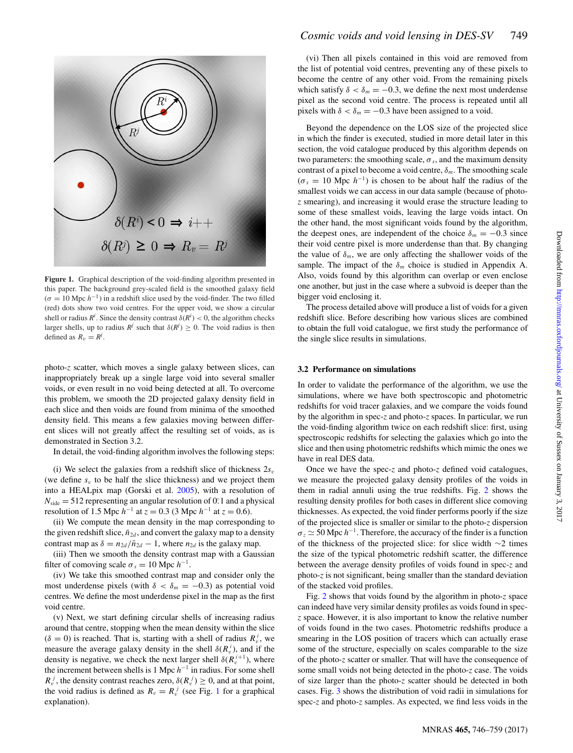**Figure 1.** Graphical description of the void-finding algorithm presented in this paper. The background grey-scaled field is the smoothed galaxy field ($\sigma = 10$ Mpc $h^{-1}$) in a redshift slice used by the void-finder. The two filled (red) dots show two void centres. For the upper void, we show a circular shell or radius $R^i$. Since the density contrast $\delta(R^i) < 0$, the algorithm checks larger shells, up to radius $R^j$ such that $\delta(R^j) \geq 0$. The void radius is then defined as $R_v = R^j$.

photo-$z$ scatter, which moves a single galaxy between slices, can inappropriately break up a single large void into several smaller voids, or even result in no void being detected at all. To overcome this problem, we smooth the 2D projected galaxy density field in each slice and then voids are found from minima of the smoothed density field. This means a few galaxies moving between different slices will not greatly affect the resulting set of voids, as is demonstrated in Section 3.2.

In detail, the void-finding algorithm involves the following steps:

(i) We select the galaxies from a redshift slice of thickness $2s_v$ (we define $s_v$ to be half the slice thickness) and we project them into a HEALpix map (Gorski et al. 2005), with a resolution of $N_{\rm side} = 512$ representing an angular resolution of 0.°1 and a physical resolution of 1.5 Mpc $h^{-1}$ at $z = 0.3$ (3 Mpc $h^{-1}$ at $z = 0.6$).

(ii) We compute the mean density in the map corresponding to the given redshift slice, $\bar{n}_{2d}$, and convert the galaxy map to a density contrast map as $\delta = n_{2d}/\bar{n}_{2d} - 1$, where $n_{2d}$ is the galaxy map.

(iii) Then we smooth the density contrast map with a Gaussian filter of comoving scale $\sigma_s = 10$ Mpc $h^{-1}$.

(iv) We take this smoothed contrast map and consider only the most underdense pixels (with $\delta < \delta_m = -0.3$) as potential void centres. We define the most underdense pixel in the map as the first void centre.

(v) Next, we start defining circular shells of increasing radius around that centre, stopping when the mean density within the slice ($\delta = 0$) is reached. That is, starting with a shell of radius $R_v^i$, we measure the average galaxy density in the shell $\delta(R_v^i)$, and if the density is negative, we check the next larger shell $\delta(R_v^{i+1})$, where the increment between shells is 1 Mpc $h^{-1}$ in radius. For some shell $R_v^j$, the density contrast reaches zero, $\delta(R_v^j) \geq 0$, and at that point, the void radius is defined as $R_v = R_v^j$ (see Fig. 1 for a graphical explanation).

(vi) Then all pixels contained in this void are removed from the list of potential void centres, preventing any of these pixels to become the centre of any other void. From the remaining pixels which satisfy $\delta < \delta_m = -0.3$, we define the next most underdense pixel as the second void centre. The process is repeated until all pixels with $\delta < \delta_m = -0.3$ have been assigned to a void.

Beyond the dependence on the LOS size of the projected slice in which the finder is executed, studied in more detail later in this section, the void catalogue produced by this algorithm depends on two parameters: the smoothing scale, $\sigma_s$, and the maximum density contrast of a pixel to become a void centre, $\delta_m$. The smoothing scale ($\sigma_s = 10$ Mpc $h^{-1}$) is chosen to be about half the radius of the smallest voids we can access in our data sample (because of photo-$z$ smearing), and increasing it would erase the structure leading to some of these smallest voids, leaving the large voids intact. On the other hand, the most significant voids found by the algorithm, the deepest ones, are independent of the choice $\delta_m = -0.3$ since their void centre pixel is more underdense than that. By changing the value of $\delta_m$, we are only affecting the shallower voids of the sample. The impact of the $\delta_m$ choice is studied in Appendix A. Also, voids found by this algorithm can overlap or even enclose one another, but just in the case where a subvoid is deeper than the bigger void enclosing it.

The process detailed above will produce a list of voids for a given redshift slice. Before describing how various slices are combined to obtain the full void catalogue, we first study the performance of the single slice results in simulations.

### 3.2 Performance on simulations

In order to validate the performance of the algorithm, we use the simulations, where we have both spectroscopic and photometric redshifts for void tracer galaxies, and we compare the voids found by the algorithm in spec-$z$ and photo-$z$ spaces. In particular, we run the void-finding algorithm twice on each redshift slice: first, using spectroscopic redshifts for selecting the galaxies which go into the slice and then using photometric redshifts which mimic the ones we have in real DES data.

Once we have the spec-$z$ and photo-$z$ defined void catalogues, we measure the projected galaxy density profiles of the voids in them in radial annuli using the true redshifts. Fig. 2 shows the resulting density profiles for both cases in different slice comoving thicknesses. As expected, the void finder performs poorly if the size of the projected slice is smaller or similar to the photo-$z$ dispersion $\sigma_z \simeq 50$ Mpc $h^{-1}$. Therefore, the accuracy of the finder is a function of the thickness of the projected slice: for slice width ∼2 times the size of the typical photometric redshift scatter, the difference between the average density profiles of voids found in spec-$z$ and photo-$z$ is not significant, being smaller than the standard deviation of the stacked void profiles.

Fig. 2 shows that voids found by the algorithm in photo-$z$ space can indeed have very similar density profiles as voids found in spec-$z$ space. However, it is also important to know the relative number of voids found in the two cases. Photometric redshifts produce a smearing in the LOS position of tracers which can actually erase some of the structure, especially on scales comparable to the size of the photo-$z$ scatter or smaller. That will have the consequence of some small voids not being detected in the photo-$z$ case. The voids of size larger than the photo-$z$ scatter should be detected in both cases. Fig. 3 shows the distribution of void radii in simulations for spec-$z$ and photo-$z$ samples. As expected, we find less voids in the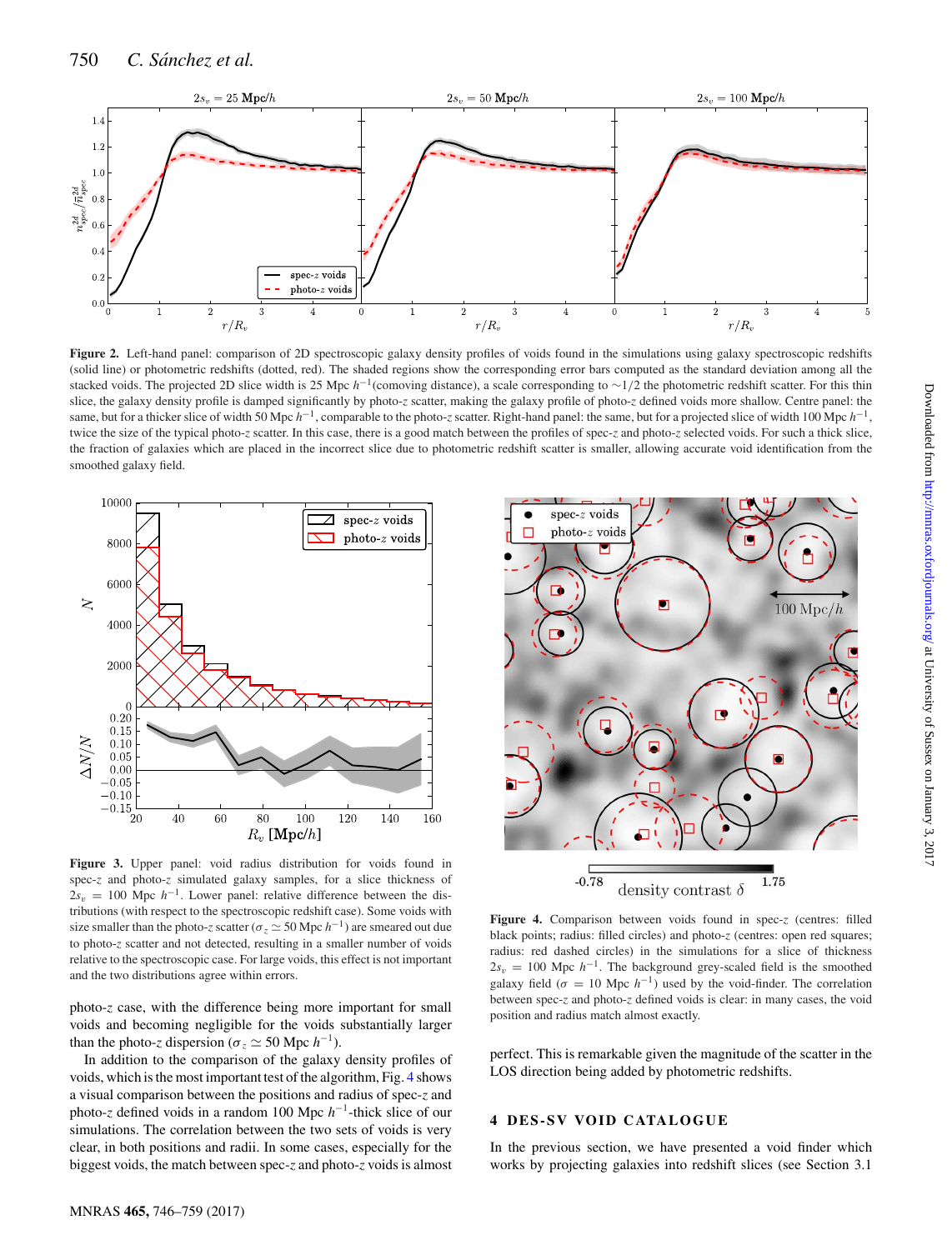**Figure 2.** Left-hand panel: comparison of 2D spectroscopic galaxy density profiles of voids found in the simulations using galaxy spectroscopic redshifts (solid line) or photometric redshifts (dotted, red). The shaded regions show the corresponding error bars computed as the standard deviation among all the stacked voids. The projected 2D slice width is 25 Mpc $h^{-1}$(comoving distance), a scale corresponding to $\sim$1/2 the photometric redshift scatter. For this thin slice, the galaxy density profile is damped significantly by photo-$z$ scatter, making the galaxy profile of photo-$z$ defined voids more shallow. Centre panel: the same, but for a thicker slice of width 50 Mpc $h^{-1}$, comparable to the photo-$z$ scatter. Right-hand panel: the same, but for a projected slice of width 100 Mpc $h^{-1}$, twice the size of the typical photo-$z$ scatter. In this case, there is a good match between the profiles of spec-$z$ and photo-$z$ selected voids. For such a thick slice, the fraction of galaxies which are placed in the incorrect slice due to photometric redshift scatter is smaller, allowing accurate void identification from the smoothed galaxy field.

**Figure 3.** Upper panel: void radius distribution for voids found in spec-$z$ and photo-$z$ simulated galaxy samples, for a slice thickness of $2s_v$ = 100 Mpc $h^{-1}$. Lower panel: relative difference between the distributions (with respect to the spectroscopic redshift case). Some voids with size smaller than the photo-$z$ scatter ($\sigma_z \simeq 50$ Mpc $h^{-1}$) are smeared out due to photo-$z$ scatter and not detected, resulting in a smaller number of voids relative to the spectroscopic case. For large voids, this effect is not important and the two distributions agree within errors.

photo-$z$ case, with the difference being more important for small voids and becoming negligible for the voids substantially larger than the photo-$z$ dispersion ($\sigma_z \simeq 50$ Mpc $h^{-1}$).

In addition to the comparison of the galaxy density profiles of voids, which is the most important test of the algorithm, Fig. 4 shows a visual comparison between the positions and radius of spec-$z$ and photo-$z$ defined voids in a random 100 Mpc $h^{-1}$-thick slice of our simulations. The correlation between the two sets of voids is very clear, in both positions and radii. In some cases, especially for the biggest voids, the match between spec-$z$ and photo-$z$ voids is almost perfect. This is remarkable given the magnitude of the scatter in the LOS direction being added by photometric redshifts.

**Figure 4.** Comparison between voids found in spec-$z$ (centres: filled black points; radius: filled circles) and photo-$z$ (centres: open red squares; radius: red dashed circles) in the simulations for a slice of thickness $2s_v$ = 100 Mpc $h^{-1}$. The background grey-scaled field is the smoothed galaxy field ($\sigma$ = 10 Mpc $h^{-1}$) used by the void-finder. The correlation between spec-$z$ and photo-$z$ defined voids is clear: in many cases, the void position and radius match almost exactly.

## 4 DES-SV VOID CATALOGUE

In the previous section, we have presented a void finder which works by projecting galaxies into redshift slices (see Section 3.1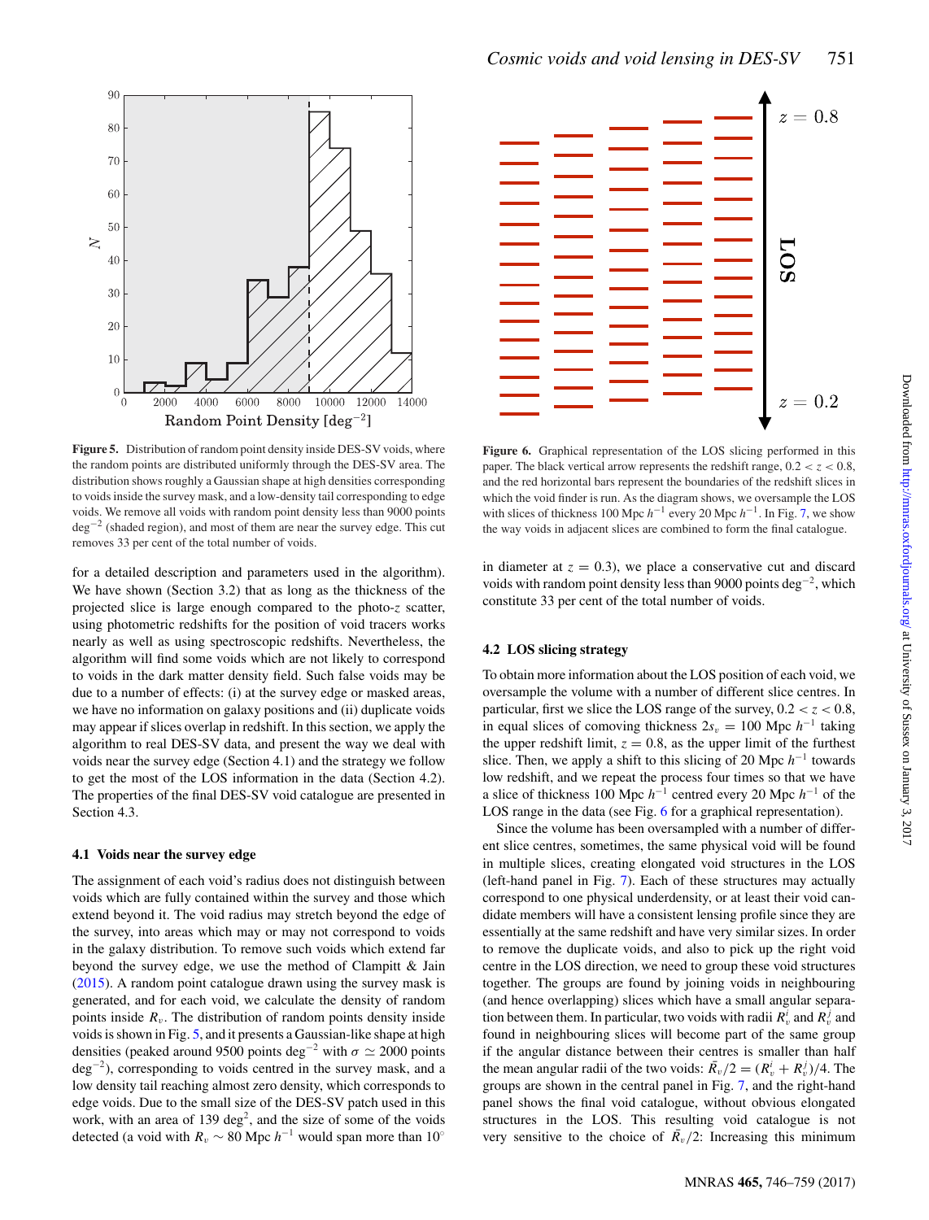Figure 5. Distribution of random point density inside DES-SV voids, where the random points are distributed uniformly through the DES-SV area. The distribution shows roughly a Gaussian shape at high densities corresponding to voids inside the survey mask, and a low-density tail corresponding to edge voids. We remove all voids with random point density less than 9000 points deg$^{-2}$ (shaded region), and most of them are near the survey edge. This cut removes 33 per cent of the total number of voids.

for a detailed description and parameters used in the algorithm). We have shown (Section 3.2) that as long as the thickness of the projected slice is large enough compared to the photo-$z$ scatter, using photometric redshifts for the position of void tracers works nearly as well as using spectroscopic redshifts. Nevertheless, the algorithm will find some voids which are not likely to correspond to voids in the dark matter density field. Such false voids may be due to a number of effects: (i) at the survey edge or masked areas, we have no information on galaxy positions and (ii) duplicate voids may appear if slices overlap in redshift. In this section, we apply the algorithm to real DES-SV data, and present the way we deal with voids near the survey edge (Section 4.1) and the strategy we follow to get the most of the LOS information in the data (Section 4.2). The properties of the final DES-SV void catalogue are presented in Section 4.3.

### 4.1 Voids near the survey edge

The assignment of each void's radius does not distinguish between voids which are fully contained within the survey and those which extend beyond it. The void radius may stretch beyond the edge of the survey, into areas which may or may not correspond to voids in the galaxy distribution. To remove such voids which extend far beyond the survey edge, we use the method of Clampitt & Jain (2015). A random point catalogue drawn using the survey mask is generated, and for each void, we calculate the density of random points inside $R_v$. The distribution of random points density inside voids is shown in Fig. 5, and it presents a Gaussian-like shape at high densities (peaked around 9500 points deg$^{-2}$ with $\sigma \simeq 2000$ points deg$^{-2}$), corresponding to voids centred in the survey mask, and a low density tail reaching almost zero density, which corresponds to edge voids. Due to the small size of the DES-SV patch used in this work, with an area of 139 deg$^2$, and the size of some of the voids detected (a void with $R_v \sim 80$ Mpc $h^{-1}$ would span more than 10° in diameter at $z = 0.3$), we place a conservative cut and discard voids with random point density less than 9000 points deg$^{-2}$, which constitute 33 per cent of the total number of voids.

Figure 6. Graphical representation of the LOS slicing performed in this paper. The black vertical arrow represents the redshift range, $0.2 < z < 0.8$, and the red horizontal bars represent the boundaries of the redshift slices in which the void finder is run. As the diagram shows, we oversample the LOS with slices of thickness 100 Mpc $h^{-1}$ every 20 Mpc $h^{-1}$. In Fig. 7, we show the way voids in adjacent slices are combined to form the final catalogue.

### 4.2 LOS slicing strategy

To obtain more information about the LOS position of each void, we oversample the volume with a number of different slice centres. In particular, first we slice the LOS range of the survey, $0.2 < z < 0.8$, in equal slices of comoving thickness $2s_v = 100$ Mpc $h^{-1}$ taking the upper redshift limit, $z = 0.8$, as the upper limit of the furthest slice. Then, we apply a shift to this slicing of 20 Mpc $h^{-1}$ towards low redshift, and we repeat the process four times so that we have a slice of thickness 100 Mpc $h^{-1}$ centred every 20 Mpc $h^{-1}$ of the LOS range in the data (see Fig. 6 for a graphical representation).

Since the volume has been oversampled with a number of different slice centres, sometimes, the same physical void will be found in multiple slices, creating elongated void structures in the LOS (left-hand panel in Fig. 7). Each of these structures may actually correspond to one physical underdensity, or at least their void candidate members will have a consistent lensing profile since they are essentially at the same redshift and have very similar sizes. In order to remove the duplicate voids, and also to pick up the right void centre in the LOS direction, we need to group these void structures together. The groups are found by joining voids in neighbouring (and hence overlapping) slices which have a small angular separation between them. In particular, two voids with radii $R_v^i$ and $R_v^j$ and found in neighbouring slices will become part of the same group if the angular distance between their centres is smaller than half the mean angular radii of the two voids: $\bar{R}_v/2 = (R_v^i + R_v^j)/4$. The groups are shown in the central panel in Fig. 7, and the right-hand panel shows the final void catalogue, without obvious elongated structures in the LOS. This resulting void catalogue is not very sensitive to the choice of $\bar{R}_v/2$: Increasing this minimum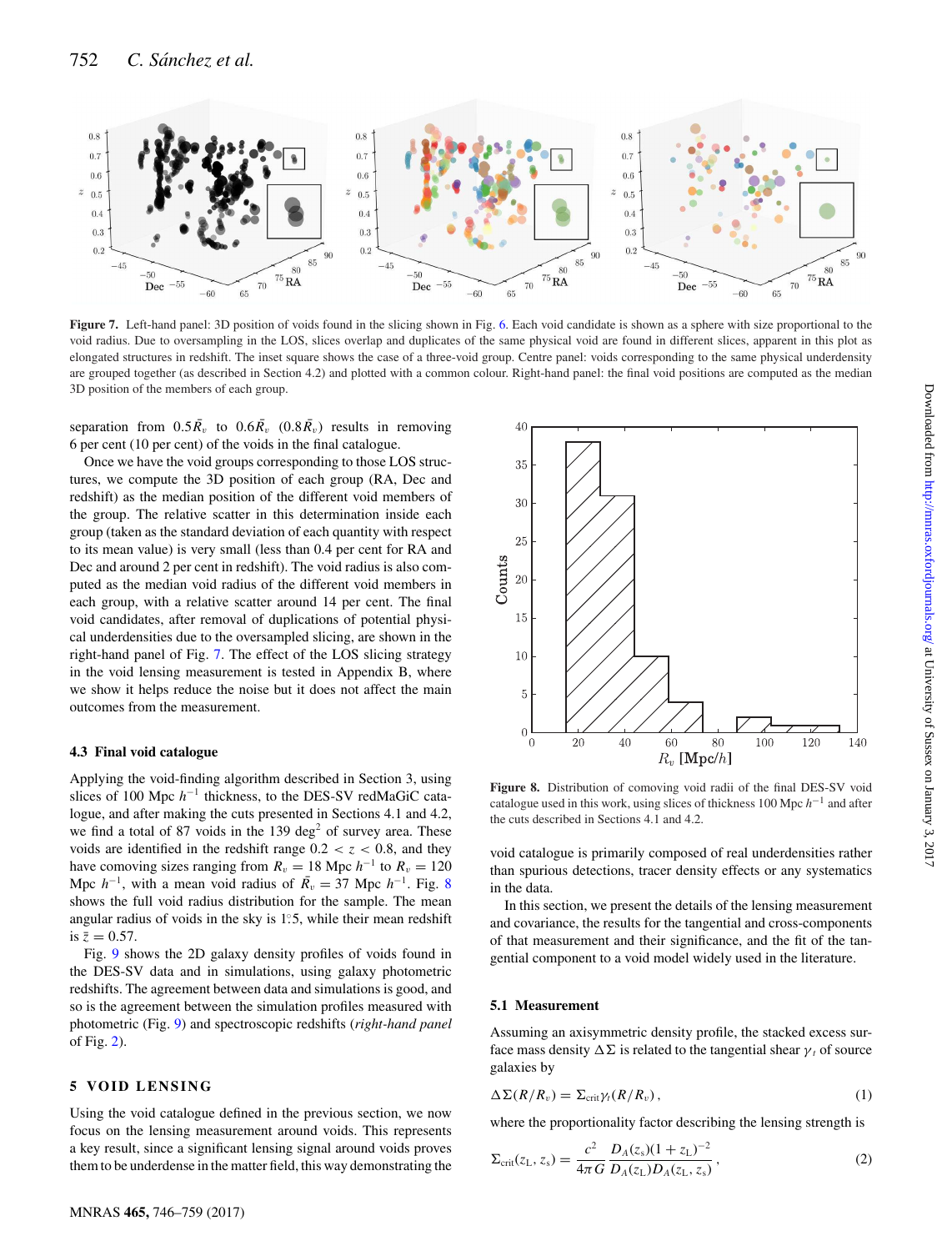**Figure 7.** Left-hand panel: 3D position of voids found in the slicing shown in Fig. 6. Each void candidate is shown as a sphere with size proportional to the void radius. Due to oversampling in the LOS, slices overlap and duplicates of the same physical void are found in different slices, apparent in this plot as elongated structures in redshift. The inset square shows the case of a three-void group. Centre panel: voids corresponding to the same physical underdensity are grouped together (as described in Section 4.2) and plotted with a common colour. Right-hand panel: the final void positions are computed as the median 3D position of the members of each group.

separation from $0.5\bar{R}_v$ to $0.6\bar{R}_v$ ($0.8\bar{R}_v$) results in removing 6 per cent (10 per cent) of the voids in the final catalogue.

Once we have the void groups corresponding to those LOS structures, we compute the 3D position of each group (RA, Dec and redshift) as the median position of the different void members of the group. The relative scatter in this determination inside each group (taken as the standard deviation of each quantity with respect to its mean value) is very small (less than 0.4 per cent for RA and Dec and around 2 per cent in redshift). The void radius is also computed as the median void radius of the different void members in each group, with a relative scatter around 14 per cent. The final void candidates, after removal of duplications of potential physical underdensities due to the oversampled slicing, are shown in the right-hand panel of Fig. 7. The effect of the LOS slicing strategy in the void lensing measurement is tested in Appendix B, where we show it helps reduce the noise but it does not affect the main outcomes from the measurement.

### 4.3 Final void catalogue

Applying the void-finding algorithm described in Section 3, using slices of 100 Mpc $h^{-1}$ thickness, to the DES-SV redMaGiC catalogue, and after making the cuts presented in Sections 4.1 and 4.2, we find a total of 87 voids in the 139 deg$^2$ of survey area. These voids are identified in the redshift range $0.2 < z < 0.8$, and they have comoving sizes ranging from $R_v = 18$ Mpc $h^{-1}$ to $R_v = 120$ Mpc $h^{-1}$, with a mean void radius of $\bar{R}_v = 37$ Mpc $h^{-1}$. Fig. 8 shows the full void radius distribution for the sample. The mean angular radius of voids in the sky is $1\overset{\circ}{.}5$, while their mean redshift is $\bar{z} = 0.57$.

Fig. 9 shows the 2D galaxy density profiles of voids found in the DES-SV data and in simulations, using galaxy photometric redshifts. The agreement between data and simulations is good, and so is the agreement between the simulation profiles measured with photometric (Fig. 9) and spectroscopic redshifts (*right-hand panel* of Fig. 2).

## 5 VOID LENSING

Using the void catalogue defined in the previous section, we now focus on the lensing measurement around voids. This represents a key result, since a significant lensing signal around voids proves them to be underdense in the matter field, this way demonstrating the void catalogue is primarily composed of real underdensities rather than spurious detections, tracer density effects or any systematics in the data.

**Figure 8.** Distribution of comoving void radii of the final DES-SV void catalogue used in this work, using slices of thickness 100 Mpc $h^{-1}$ and after the cuts described in Sections 4.1 and 4.2.

In this section, we present the details of the lensing measurement and covariance, the results for the tangential and cross-components of that measurement and their significance, and the fit of the tangential component to a void model widely used in the literature.

### 5.1 Measurement

Assuming an axisymmetric density profile, the stacked excess surface mass density $\Delta\Sigma$ is related to the tangential shear $\gamma_t$ of source galaxies by

$$\Delta\Sigma(R/R_v) = \Sigma_{\rm crit}\gamma_t(R/R_v), \tag{1}$$

where the proportionality factor describing the lensing strength is

$$\Sigma_{\rm crit}(z_{\rm L}, z_{\rm s}) = \frac{c^2}{4\pi G}\frac{D_A(z_{\rm s})(1+z_{\rm L})^{-2}}{D_A(z_{\rm L})D_A(z_{\rm L}, z_{\rm s})}, \tag{2}$$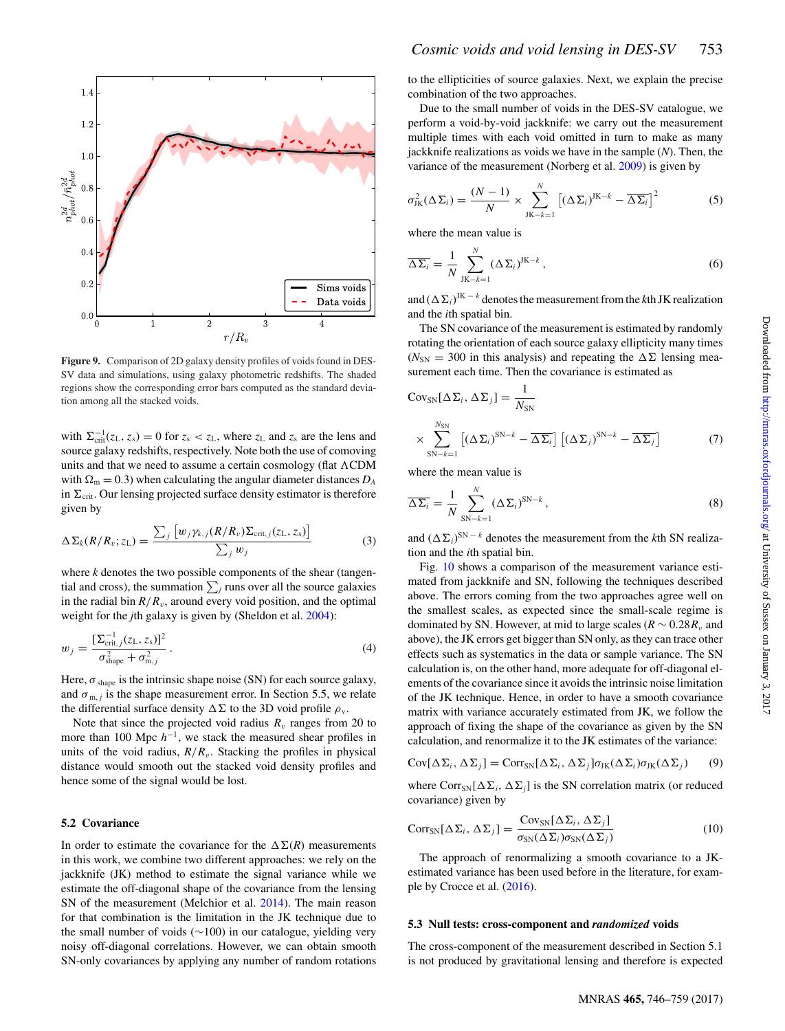**Figure 9.** Comparison of 2D galaxy density profiles of voids found in DES-SV data and simulations, using galaxy photometric redshifts. The shaded regions show the corresponding error bars computed as the standard deviation among all the stacked voids.

with $\Sigma_{\rm crit}^{-1}(z_{\rm L}, z_{\rm s}) = 0$ for $z_{\rm s} < z_{\rm L}$, where $z_{\rm L}$ and $z_{\rm s}$ are the lens and source galaxy redshifts, respectively. Note both the use of comoving units and that we need to assume a certain cosmology (flat ΛCDM with $\Omega_{\rm m} = 0.3$) when calculating the angular diameter distances $D_A$ in $\Sigma_{\rm crit}$. Our lensing projected surface density estimator is therefore given by

$$\Delta\Sigma_k(R/R_v; z_{\rm L}) = \frac{\sum_j \left[w_j \gamma_{k,j}(R/R_v)\Sigma_{{\rm crit},j}(z_{\rm L}, z_{\rm s})\right]}{\sum_j w_j} \tag{3}$$

where $k$ denotes the two possible components of the shear (tangential and cross), the summation $\sum_j$ runs over all the source galaxies in the radial bin $R/R_v$, around every void position, and the optimal weight for the $j$th galaxy is given by (Sheldon et al. 2004):

$$w_j = \frac{[\Sigma_{{\rm crit},j}^{-1}(z_{\rm L}, z_{\rm s})]^2}{\sigma_{\rm shape}^2 + \sigma_{{\rm m},j}^2}. \tag{4}$$

Here, $\sigma_{\rm shape}$ is the intrinsic shape noise (SN) for each source galaxy, and $\sigma_{{\rm m},j}$ is the shape measurement error. In Section 5.5, we relate the differential surface density $\Delta\Sigma$ to the 3D void profile $\rho_{\rm v}$.

Note that since the projected void radius $R_v$ ranges from 20 to more than 100 Mpc $h^{-1}$, we stack the measured shear profiles in units of the void radius, $R/R_v$. Stacking the profiles in physical distance would smooth out the stacked void density profiles and hence some of the signal would be lost.

### 5.2 Covariance

In order to estimate the covariance for the $\Delta\Sigma(R)$ measurements in this work, we combine two different approaches: we rely on the jackknife (JK) method to estimate the signal variance while we estimate the off-diagonal shape of the covariance from the lensing SN of the measurement (Melchior et al. 2014). The main reason for that combination is the limitation in the JK technique due to the small number of voids (∼100) in our catalogue, yielding very noisy off-diagonal correlations. However, we can obtain smooth SN-only covariances by applying any number of random rotations to the ellipticities of source galaxies. Next, we explain the precise combination of the two approaches.

Due to the small number of voids in the DES-SV catalogue, we perform a void-by-void jackknife: we carry out the measurement multiple times with each void omitted in turn to make as many jackknife realizations as voids we have in the sample ($N$). Then, the variance of the measurement (Norberg et al. 2009) is given by

$$\sigma_{\rm JK}^2(\Delta\Sigma_i) = \frac{(N-1)}{N} \times \sum_{{\rm JK}-k=1}^{N} \left[(\Delta\Sigma_i)^{{\rm JK}-k} - \overline{\Delta\Sigma_i}\right]^2 \tag{5}$$

where the mean value is

$$\overline{\Delta\Sigma_i} = \frac{1}{N}\sum_{{\rm JK}-k=1}^{N} (\Delta\Sigma_i)^{{\rm JK}-k}, \tag{6}$$

and $(\Delta\Sigma_i)^{{\rm JK}-k}$ denotes the measurement from the $k$th JK realization and the $i$th spatial bin.

The SN covariance of the measurement is estimated by randomly rotating the orientation of each source galaxy ellipticity many times ($N_{\rm SN} = 300$ in this analysis) and repeating the $\Delta\Sigma$ lensing measurement each time. Then the covariance is estimated as

$$\mathrm{Cov}_{\rm SN}[\Delta\Sigma_i, \Delta\Sigma_j] = \frac{1}{N_{\rm SN}} \times \sum_{{\rm SN}-k=1}^{N_{\rm SN}} \left[(\Delta\Sigma_i)^{{\rm SN}-k} - \overline{\Delta\Sigma_i}\right]\left[(\Delta\Sigma_j)^{{\rm SN}-k} - \overline{\Delta\Sigma_j}\right] \tag{7}$$

where the mean value is

$$\overline{\Delta\Sigma_i} = \frac{1}{N}\sum_{{\rm SN}-k=1}^{N} (\Delta\Sigma_i)^{{\rm SN}-k}, \tag{8}$$

and $(\Delta\Sigma_i)^{{\rm SN}-k}$ denotes the measurement from the $k$th SN realization and the $i$th spatial bin.

Fig. 10 shows a comparison of the measurement variance estimated from jackknife and SN, following the techniques described above. The errors coming from the two approaches agree well on the smallest scales, as expected since the small-scale regime is dominated by SN. However, at mid to large scales ($R \sim 0.28R_v$ and above), the JK errors get bigger than SN only, as they can trace other effects such as systematics in the data or sample variance. The SN calculation is, on the other hand, more adequate for off-diagonal elements of the covariance since it avoids the intrinsic noise limitation of the JK technique. Hence, in order to have a smooth covariance matrix with variance accurately estimated from JK, we follow the approach of fixing the shape of the covariance as given by the SN calculation, and renormalize it to the JK estimates of the variance:

$$\mathrm{Cov}[\Delta\Sigma_i, \Delta\Sigma_j] = \mathrm{Corr}_{\rm SN}[\Delta\Sigma_i, \Delta\Sigma_j]\sigma_{\rm JK}(\Delta\Sigma_i)\sigma_{\rm JK}(\Delta\Sigma_j) \tag{9}$$

where $\mathrm{Corr}_{\rm SN}[\Delta\Sigma_i, \Delta\Sigma_j]$ is the SN correlation matrix (or reduced covariance) given by

$$\mathrm{Corr}_{\rm SN}[\Delta\Sigma_i, \Delta\Sigma_j] = \frac{\mathrm{Cov}_{\rm SN}[\Delta\Sigma_i, \Delta\Sigma_j]}{\sigma_{\rm SN}(\Delta\Sigma_i)\sigma_{\rm SN}(\Delta\Sigma_j)} \tag{10}$$

The approach of renormalizing a smooth covariance to a JK-estimated variance has been used before in the literature, for example by Crocce et al. (2016).

### 5.3 Null tests: cross-component and *randomized* voids

The cross-component of the measurement described in Section 5.1 is not produced by gravitational lensing and therefore is expected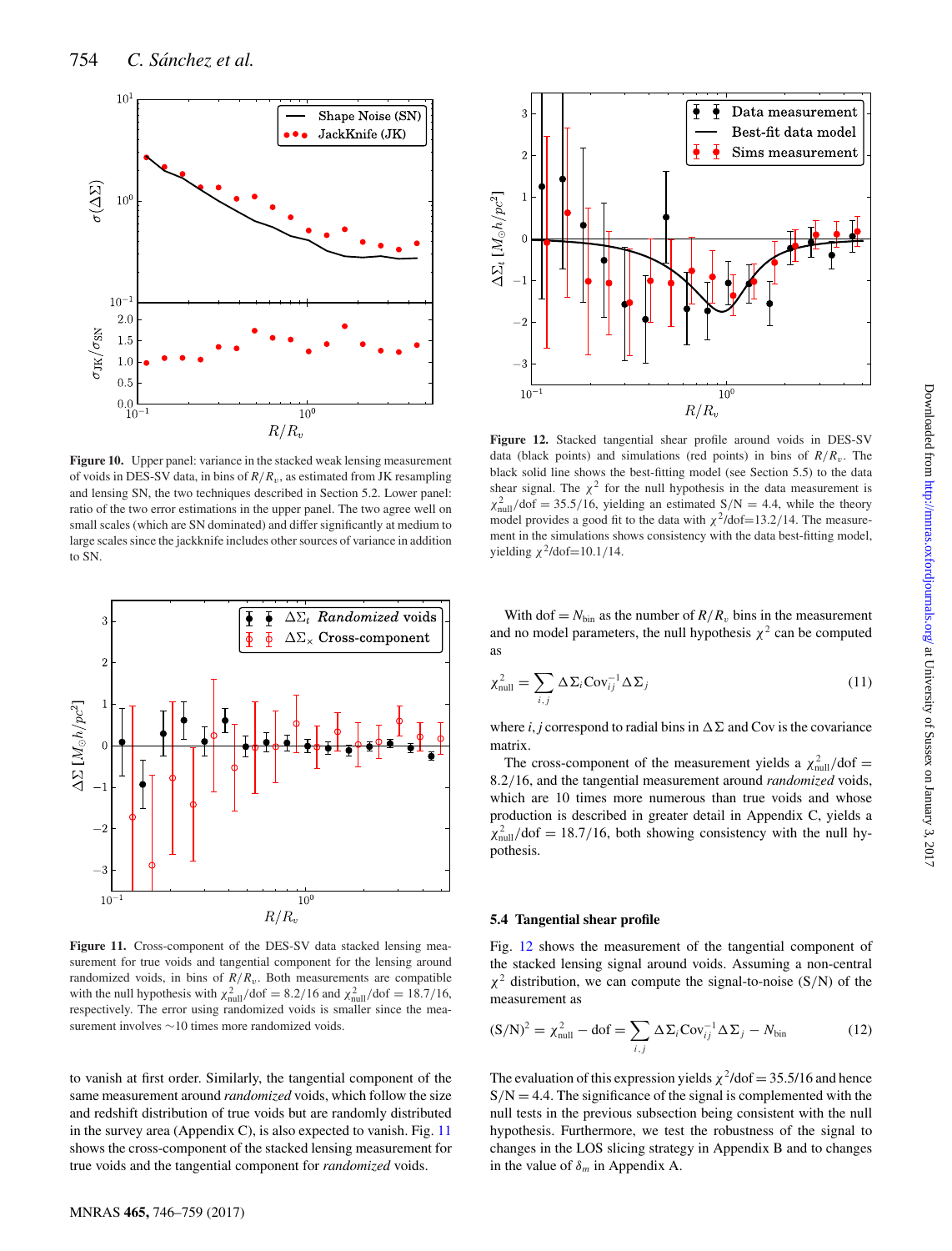Figure 10. Upper panel: variance in the stacked weak lensing measurement of voids in DES-SV data, in bins of $R/R_v$, as estimated from JK resampling and lensing SN, the two techniques described in Section 5.2. Lower panel: ratio of the two error estimations in the upper panel. The two agree well on small scales (which are SN dominated) and differ significantly at medium to large scales since the jackknife includes other sources of variance in addition to SN.

Figure 11. Cross-component of the DES-SV data stacked lensing measurement for true voids and tangential component for the lensing around randomized voids, in bins of $R/R_v$. Both measurements are compatible with the null hypothesis with $\chi^2_{\rm null}/{\rm dof} = 8.2/16$ and $\chi^2_{\rm null}/{\rm dof} = 18.7/16$, respectively. The error using randomized voids is smaller since the measurement involves ∼10 times more randomized voids.

to vanish at first order. Similarly, the tangential component of the same measurement around *randomized* voids, which follow the size and redshift distribution of true voids but are randomly distributed in the survey area (Appendix C), is also expected to vanish. Fig. 11 shows the cross-component of the stacked lensing measurement for true voids and the tangential component for *randomized* voids.

Figure 12. Stacked tangential shear profile around voids in DES-SV data (black points) and simulations (red points) in bins of $R/R_v$. The black solid line shows the best-fitting model (see Section 5.5) to the data shear signal. The $\chi^2$ for the null hypothesis in the data measurement is $\chi^2_{\rm null}/{\rm dof} = 35.5/16$, yielding an estimated S/N = 4.4, while the theory model provides a good fit to the data with $\chi^2/{\rm dof}$=13.2/14. The measurement in the simulations shows consistency with the data best-fitting model, yielding $\chi^2/{\rm dof}$=10.1/14.

With dof = $N_{\rm bin}$ as the number of $R/R_v$ bins in the measurement and no model parameters, the null hypothesis $\chi^2$ can be computed as

$$\chi^2_{\rm null} = \sum_{i,j} \Delta\Sigma_i {\rm Cov}^{-1}_{ij} \Delta\Sigma_j \tag{11}$$

where $i, j$ correspond to radial bins in $\Delta\Sigma$ and Cov is the covariance matrix.

The cross-component of the measurement yields a $\chi^2_{\rm null}/{\rm dof} = 8.2/16$, and the tangential measurement around *randomized* voids, which are 10 times more numerous than true voids and whose production is described in greater detail in Appendix C, yields a $\chi^2_{\rm null}/{\rm dof} = 18.7/16$, both showing consistency with the null hypothesis.

### 5.4 Tangential shear profile

Fig. 12 shows the measurement of the tangential component of the stacked lensing signal around voids. Assuming a non-central $\chi^2$ distribution, we can compute the signal-to-noise (S/N) of the measurement as

$$({\rm S/N})^2 = \chi^2_{\rm null} - {\rm dof} = \sum_{i,j} \Delta\Sigma_i {\rm Cov}^{-1}_{ij} \Delta\Sigma_j - N_{\rm bin} \tag{12}$$

The evaluation of this expression yields $\chi^2/{\rm dof} = 35.5/16$ and hence S/N = 4.4. The significance of the signal is complemented with the null tests in the previous subsection being consistent with the null hypothesis. Furthermore, we test the robustness of the signal to changes in the LOS slicing strategy in Appendix B and to changes in the value of $\delta_m$ in Appendix A.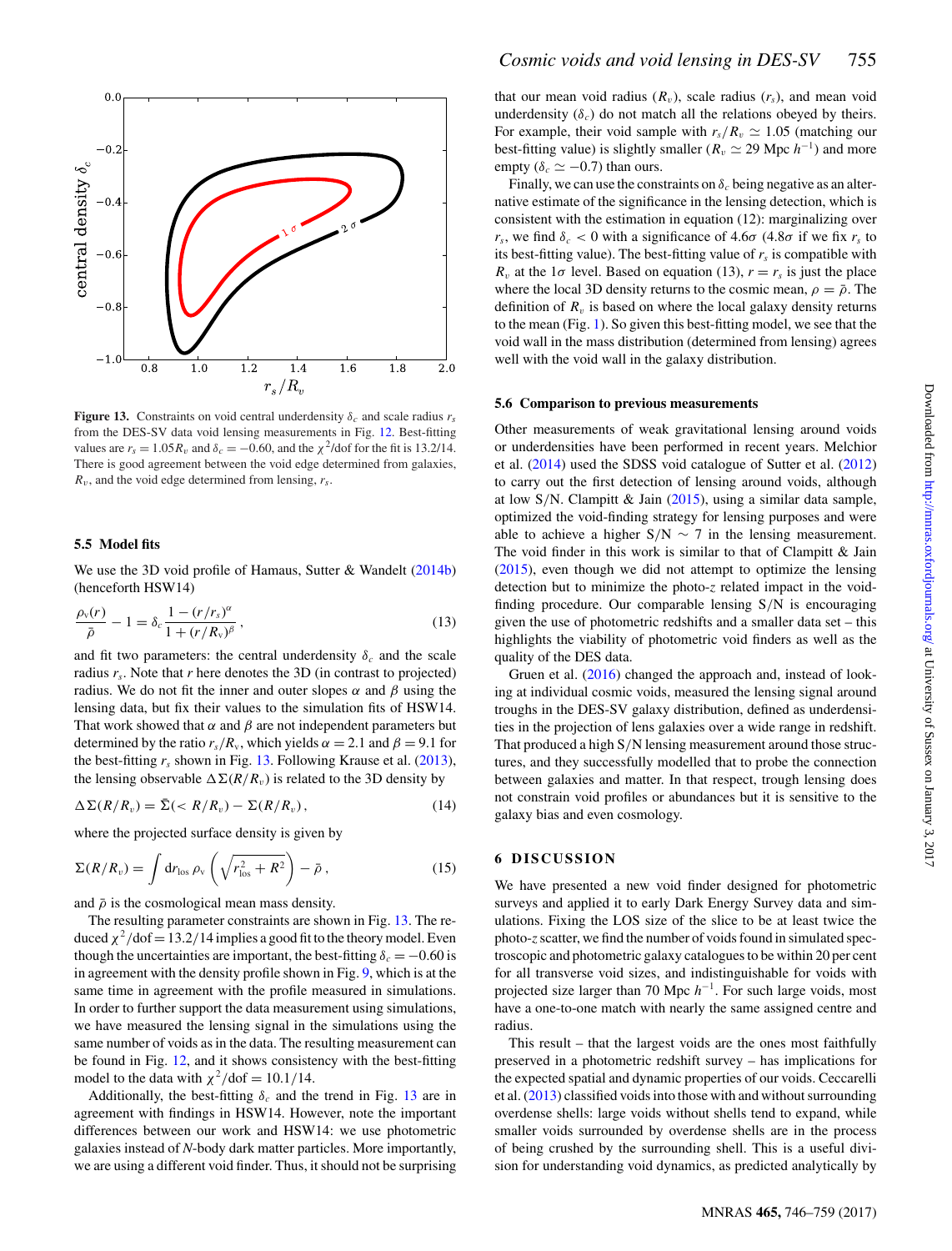**Figure 13.** Constraints on void central underdensity $\delta_c$ and scale radius $r_s$ from the DES-SV data void lensing measurements in Fig. 12. Best-fitting values are $r_s = 1.05R_v$ and $\delta_c = -0.60$, and the $\chi^2$/dof for the fit is 13.2/14. There is good agreement between the void edge determined from galaxies, $R_v$, and the void edge determined from lensing, $r_s$.

### 5.5 Model fits

We use the 3D void profile of Hamaus, Sutter & Wandelt (2014b) (henceforth HSW14)

$$\frac{\rho_v(r)}{\bar{\rho}} - 1 = \delta_c \frac{1 - (r/r_s)^\alpha}{1 + (r/R_v)^\beta}\,, \tag{13}$$

and fit two parameters: the central underdensity $\delta_c$ and the scale radius $r_s$. Note that $r$ here denotes the 3D (in contrast to projected) radius. We do not fit the inner and outer slopes $\alpha$ and $\beta$ using the lensing data, but fix their values to the simulation fits of HSW14. That work showed that $\alpha$ and $\beta$ are not independent parameters but determined by the ratio $r_s/R_v$, which yields $\alpha = 2.1$ and $\beta = 9.1$ for the best-fitting $r_s$ shown in Fig. 13. Following Krause et al. (2013), the lensing observable $\Delta\Sigma(R/R_v)$ is related to the 3D density by

$$\Delta\Sigma(R/R_v) = \bar{\Sigma}(< R/R_v) - \Sigma(R/R_v)\,, \tag{14}$$

where the projected surface density is given by

$$\Sigma(R/R_v) = \int \mathrm{d}r_{\rm los}\, \rho_v\left(\sqrt{r_{\rm los}^2 + R^2}\right) - \bar{\rho}\,, \tag{15}$$

and $\bar{\rho}$ is the cosmological mean mass density.

The resulting parameter constraints are shown in Fig. 13. The reduced $\chi^2/\mathrm{dof} = 13.2/14$ implies a good fit to the theory model. Even though the uncertainties are important, the best-fitting $\delta_c = -0.60$ is in agreement with the density profile shown in Fig. 9, which is at the same time in agreement with the profile measured in simulations. In order to further support the data measurement using simulations, we have measured the lensing signal in the simulations using the same number of voids as in the data. The resulting measurement can be found in Fig. 12, and it shows consistency with the best-fitting model to the data with $\chi^2/\mathrm{dof} = 10.1/14$.

Additionally, the best-fitting $\delta_c$ and the trend in Fig. 13 are in agreement with findings in HSW14. However, note the important differences between our work and HSW14: we use photometric galaxies instead of *N*-body dark matter particles. More importantly, we are using a different void finder. Thus, it should not be surprising that our mean void radius ($R_v$), scale radius ($r_s$), and mean void underdensity ($\delta_c$) do not match all the relations obeyed by theirs. For example, their void sample with $r_s/R_v \simeq 1.05$ (matching our best-fitting value) is slightly smaller ($R_v \simeq 29$ Mpc $h^{-1}$) and more empty ($\delta_c \simeq -0.7$) than ours.

Finally, we can use the constraints on $\delta_c$ being negative as an alternative estimate of the significance in the lensing detection, which is consistent with the estimation in equation (12): marginalizing over $r_s$, we find $\delta_c < 0$ with a significance of $4.6\sigma$ ($4.8\sigma$ if we fix $r_s$ to its best-fitting value). The best-fitting value of $r_s$ is compatible with $R_v$ at the $1\sigma$ level. Based on equation (13), $r = r_s$ is just the place where the local 3D density returns to the cosmic mean, $\rho = \bar{\rho}$. The definition of $R_v$ is based on where the local galaxy density returns to the mean (Fig. 1). So given this best-fitting model, we see that the void wall in the mass distribution (determined from lensing) agrees well with the void wall in the galaxy distribution.

### 5.6 Comparison to previous measurements

Other measurements of weak gravitational lensing around voids or underdensities have been performed in recent years. Melchior et al. (2014) used the SDSS void catalogue of Sutter et al. (2012) to carry out the first detection of lensing around voids, although at low S/N. Clampitt & Jain (2015), using a similar data sample, optimized the void-finding strategy for lensing purposes and were able to achieve a higher S/N $\sim 7$ in the lensing measurement. The void finder in this work is similar to that of Clampitt & Jain (2015), even though we did not attempt to optimize the lensing detection but to minimize the photo-$z$ related impact in the void-finding procedure. Our comparable lensing S/N is encouraging given the use of photometric redshifts and a smaller data set – this highlights the viability of photometric void finders as well as the quality of the DES data.

Gruen et al. (2016) changed the approach and, instead of looking at individual cosmic voids, measured the lensing signal around troughs in the DES-SV galaxy distribution, defined as underdensities in the projection of lens galaxies over a wide range in redshift. That produced a high S/N lensing measurement around those structures, and they successfully modelled that to probe the connection between galaxies and matter. In that respect, trough lensing does not constrain void profiles or abundances but it is sensitive to the galaxy bias and even cosmology.

## 6 DISCUSSION

We have presented a new void finder designed for photometric surveys and applied it to early Dark Energy Survey data and simulations. Fixing the LOS size of the slice to be at least twice the photo-$z$ scatter, we find the number of voids found in simulated spectroscopic and photometric galaxy catalogues to be within 20 per cent for all transverse void sizes, and indistinguishable for voids with projected size larger than 70 Mpc $h^{-1}$. For such large voids, most have a one-to-one match with nearly the same assigned centre and radius.

This result – that the largest voids are the ones most faithfully preserved in a photometric redshift survey – has implications for the expected spatial and dynamic properties of our voids. Ceccarelli et al. (2013) classified voids into those with and without surrounding overdense shells: large voids without shells tend to expand, while smaller voids surrounded by overdense shells are in the process of being crushed by the surrounding shell. This is a useful division for understanding void dynamics, as predicted analytically by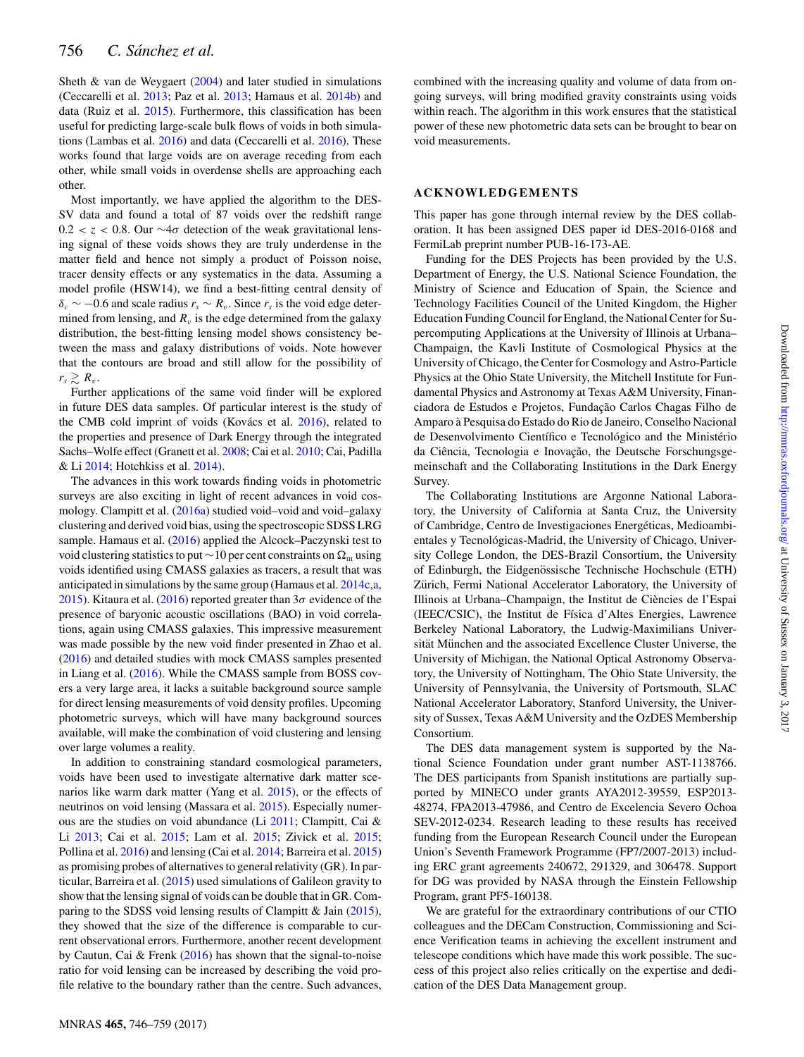Sheth & van de Weygaert (2004) and later studied in simulations (Ceccarelli et al. 2013; Paz et al. 2013; Hamaus et al. 2014b) and data (Ruiz et al. 2015). Furthermore, this classification has been useful for predicting large-scale bulk flows of voids in both simulations (Lambas et al. 2016) and data (Ceccarelli et al. 2016). These works found that large voids are on average receding from each other, while small voids in overdense shells are approaching each other.

Most importantly, we have applied the algorithm to the DES-SV data and found a total of 87 voids over the redshift range $0.2 < z < 0.8$. Our $\sim 4\sigma$ detection of the weak gravitational lensing signal of these voids shows they are truly underdense in the matter field and hence not simply a product of Poisson noise, tracer density effects or any systematics in the data. Assuming a model profile (HSW14), we find a best-fitting central density of $\delta_c \sim -0.6$ and scale radius $r_s \sim R_v$. Since $r_s$ is the void edge determined from lensing, and $R_v$ is the edge determined from the galaxy distribution, the best-fitting lensing model shows consistency between the mass and galaxy distributions of voids. Note however that the contours are broad and still allow for the possibility of $r_s \gtrsim R_v$.

Further applications of the same void finder will be explored in future DES data samples. Of particular interest is the study of the CMB cold imprint of voids (Kovács et al. 2016), related to the properties and presence of Dark Energy through the integrated Sachs–Wolfe effect (Granett et al. 2008; Cai et al. 2010; Cai, Padilla & Li 2014; Hotchkiss et al. 2014).

The advances in this work towards finding voids in photometric surveys are also exciting in light of recent advances in void cosmology. Clampitt et al. (2016a) studied void–void and void–galaxy clustering and derived void bias, using the spectroscopic SDSS LRG sample. Hamaus et al. (2016) applied the Alcock–Paczynski test to void clustering statistics to put $\sim$10 per cent constraints on $\Omega_{\rm m}$ using voids identified using CMASS galaxies as tracers, a result that was anticipated in simulations by the same group (Hamaus et al. 2014c,a, 2015). Kitaura et al. (2016) reported greater than $3\sigma$ evidence of the presence of baryonic acoustic oscillations (BAO) in void correlations, again using CMASS galaxies. This impressive measurement was made possible by the new void finder presented in Zhao et al. (2016) and detailed studies with mock CMASS samples presented in Liang et al. (2016). While the CMASS sample from BOSS covers a very large area, it lacks a suitable background source sample for direct lensing measurements of void density profiles. Upcoming photometric surveys, which will have many background sources available, will make the combination of void clustering and lensing over large volumes a reality.

In addition to constraining standard cosmological parameters, voids have been used to investigate alternative dark matter scenarios like warm dark matter (Yang et al. 2015), or the effects of neutrinos on void lensing (Massara et al. 2015). Especially numerous are the studies on void abundance (Li 2011; Clampitt, Cai & Li 2013; Cai et al. 2015; Lam et al. 2015; Zivick et al. 2015; Pollina et al. 2016) and lensing (Cai et al. 2014; Barreira et al. 2015) as promising probes of alternatives to general relativity (GR). In particular, Barreira et al. (2015) used simulations of Galileon gravity to show that the lensing signal of voids can be double that in GR. Comparing to the SDSS void lensing results of Clampitt & Jain (2015), they showed that the size of the difference is comparable to current observational errors. Furthermore, another recent development by Cautun, Cai & Frenk (2016) has shown that the signal-to-noise ratio for void lensing can be increased by describing the void profile relative to the boundary rather than the centre. Such advances, combined with the increasing quality and volume of data from ongoing surveys, will bring modified gravity constraints using voids within reach. The algorithm in this work ensures that the statistical power of these new photometric data sets can be brought to bear on void measurements.

## ACKNOWLEDGEMENTS

This paper has gone through internal review by the DES collaboration. It has been assigned DES paper id DES-2016-0168 and FermiLab preprint number PUB-16-173-AE.

Funding for the DES Projects has been provided by the U.S. Department of Energy, the U.S. National Science Foundation, the Ministry of Science and Education of Spain, the Science and Technology Facilities Council of the United Kingdom, the Higher Education Funding Council for England, the National Center for Supercomputing Applications at the University of Illinois at Urbana–Champaign, the Kavli Institute of Cosmological Physics at the University of Chicago, the Center for Cosmology and Astro-Particle Physics at the Ohio State University, the Mitchell Institute for Fundamental Physics and Astronomy at Texas A&M University, Financiadora de Estudos e Projetos, Fundação Carlos Chagas Filho de Amparo à Pesquisa do Estado do Rio de Janeiro, Conselho Nacional de Desenvolvimento Científico e Tecnológico and the Ministério da Ciência, Tecnologia e Inovação, the Deutsche Forschungsgemeinschaft and the Collaborating Institutions in the Dark Energy Survey.

The Collaborating Institutions are Argonne National Laboratory, the University of California at Santa Cruz, the University of Cambridge, Centro de Investigaciones Energéticas, Medioambientales y Tecnológicas-Madrid, the University of Chicago, University College London, the DES-Brazil Consortium, the University of Edinburgh, the Eidgenössische Technische Hochschule (ETH) Zürich, Fermi National Accelerator Laboratory, the University of Illinois at Urbana–Champaign, the Institut de Ciències de l'Espai (IEEC/CSIC), the Institut de Física d'Altes Energies, Lawrence Berkeley National Laboratory, the Ludwig-Maximilians Universität München and the associated Excellence Cluster Universe, the University of Michigan, the National Optical Astronomy Observatory, the University of Nottingham, The Ohio State University, the University of Pennsylvania, the University of Portsmouth, SLAC National Accelerator Laboratory, Stanford University, the University of Sussex, Texas A&M University and the OzDES Membership Consortium.

The DES data management system is supported by the National Science Foundation under grant number AST-1138766. The DES participants from Spanish institutions are partially supported by MINECO under grants AYA2012-39559, ESP2013-48274, FPA2013-47986, and Centro de Excelencia Severo Ochoa SEV-2012-0234. Research leading to these results has received funding from the European Research Council under the European Union's Seventh Framework Programme (FP7/2007-2013) including ERC grant agreements 240672, 291329, and 306478. Support for DG was provided by NASA through the Einstein Fellowship Program, grant PF5-160138.

We are grateful for the extraordinary contributions of our CTIO colleagues and the DECam Construction, Commissioning and Science Verification teams in achieving the excellent instrument and telescope conditions which have made this work possible. The success of this project also relies critically on the expertise and dedication of the DES Data Management group.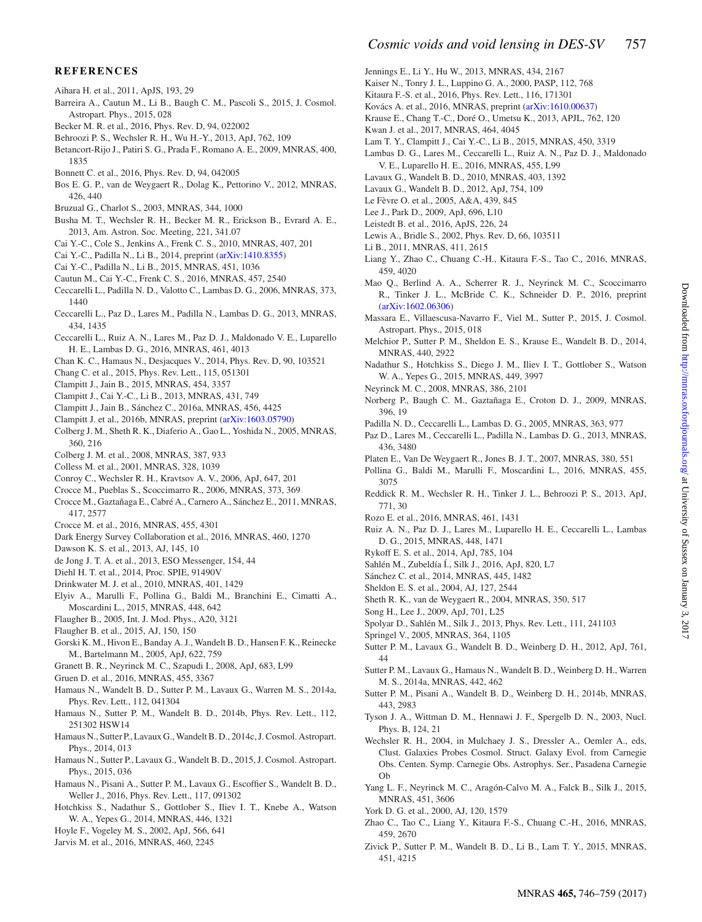## REFERENCES

Aihara H. et al., 2011, ApJS, 193, 29

Barreira A., Cautun M., Li B., Baugh C. M., Pascoli S., 2015, J. Cosmol. Astropart. Phys., 2015, 028

Becker M. R. et al., 2016, Phys. Rev. D, 94, 022002

Behroozi P. S., Wechsler R. H., Wu H.-Y., 2013, ApJ, 762, 109

Betancort-Rijo J., Patiri S. G., Prada F., Romano A. E., 2009, MNRAS, 400, 1835

Bonnett C. et al., 2016, Phys. Rev. D, 94, 042005

Bos E. G. P., van de Weygaert R., Dolag K., Pettorino V., 2012, MNRAS, 426, 440

Bruzual G., Charlot S., 2003, MNRAS, 344, 1000

Busha M. T., Wechsler R. H., Becker M. R., Erickson B., Evrard A. E., 2013, Am. Astron. Soc. Meeting, 221, 341.07

Cai Y.-C., Cole S., Jenkins A., Frenk C. S., 2010, MNRAS, 407, 201

Cai Y.-C., Padilla N., Li B., 2014, preprint (arXiv:1410.8355)

Cai Y.-C., Padilla N., Li B., 2015, MNRAS, 451, 1036

Cautun M., Cai Y.-C., Frenk C. S., 2016, MNRAS, 457, 2540

Ceccarelli L., Padilla N. D., Valotto C., Lambas D. G., 2006, MNRAS, 373, 1440

Ceccarelli L., Paz D., Lares M., Padilla N., Lambas D. G., 2013, MNRAS, 434, 1435

Ceccarelli L., Ruiz A. N., Lares M., Paz D. J., Maldonado V. E., Luparello H. E., Lambas D. G., 2016, MNRAS, 461, 4013

Chan K. C., Hamaus N., Desjacques V., 2014, Phys. Rev. D, 90, 103521

Chang C. et al., 2015, Phys. Rev. Lett., 115, 051301

Clampitt J., Jain B., 2015, MNRAS, 454, 3357

Clampitt J., Cai Y.-C., Li B., 2013, MNRAS, 431, 749

Clampitt J., Jain B., Sánchez C., 2016a, MNRAS, 456, 4425

Clampitt J. et al., 2016b, MNRAS, preprint (arXiv:1603.05790)

Colberg J. M., Sheth R. K., Diaferio A., Gao L., Yoshida N., 2005, MNRAS, 360, 216

Colberg J. M. et al., 2008, MNRAS, 387, 933

Colless M. et al., 2001, MNRAS, 328, 1039

Conroy C., Wechsler R. H., Kravtsov A. V., 2006, ApJ, 647, 201

Crocce M., Pueblas S., Scoccimarro R., 2006, MNRAS, 373, 369

Crocce M., Gaztañaga E., Cabré A., Carnero A., Sánchez E., 2011, MNRAS, 417, 2577

Crocce M. et al., 2016, MNRAS, 455, 4301

Dark Energy Survey Collaboration et al., 2016, MNRAS, 460, 1270

Dawson K. S. et al., 2013, AJ, 145, 10

de Jong J. T. A. et al., 2013, ESO Messenger, 154, 44

Diehl H. T. et al., 2014, Proc. SPIE, 91490V

Drinkwater M. J. et al., 2010, MNRAS, 401, 1429

Elyiv A., Marulli F., Pollina G., Baldi M., Branchini E., Cimatti A., Moscardini L., 2015, MNRAS, 448, 642

Flaugher B., 2005, Int. J. Mod. Phys., A20, 3121

Flaugher B. et al., 2015, AJ, 150, 150

Gorski K. M., Hivon E., Banday A. J., Wandelt B. D., Hansen F. K., Reinecke M., Bartelmann M., 2005, ApJ, 622, 759

Granett B. R., Neyrinck M. C., Szapudi I., 2008, ApJ, 683, L99

Gruen D. et al., 2016, MNRAS, 455, 3367

Hamaus N., Wandelt B. D., Sutter P. M., Lavaux G., Warren M. S., 2014a, Phys. Rev. Lett., 112, 041304

Hamaus N., Sutter P. M., Wandelt B. D., 2014b, Phys. Rev. Lett., 112, 251302 HSW14

Hamaus N., Sutter P., Lavaux G., Wandelt B. D., 2014c, J. Cosmol. Astropart. Phys., 2014, 013

Hamaus N., Sutter P., Lavaux G., Wandelt B. D., 2015, J. Cosmol. Astropart. Phys., 2015, 036

Hamaus N., Pisani A., Sutter P. M., Lavaux G., Escoffier S., Wandelt B. D., Weller J., 2016, Phys. Rev. Lett., 117, 091302

Hotchkiss S., Nadathur S., Gottlober S., Iliev I. T., Knebe A., Watson W. A., Yepes G., 2014, MNRAS, 446, 1321

Hoyle F., Vogeley M. S., 2002, ApJ, 566, 641

Jarvis M. et al., 2016, MNRAS, 460, 2245

Jennings E., Li Y., Hu W., 2013, MNRAS, 434, 2167

Kaiser N., Tonry J. L., Luppino G. A., 2000, PASP, 112, 768

Kitaura F.-S. et al., 2016, Phys. Rev. Lett., 116, 171301

Kovács A. et al., 2016, MNRAS, preprint (arXiv:1610.00637)

Krause E., Chang T.-C., Doré O., Umetsu K., 2013, APJL, 762, 120

Kwan J. et al., 2017, MNRAS, 464, 4045

Lam T. Y., Clampitt J., Cai Y.-C., Li B., 2015, MNRAS, 450, 3319

Lambas D. G., Lares M., Ceccarelli L., Ruiz A. N., Paz D. J., Maldonado V. E., Luparello H. E., 2016, MNRAS, 455, L99

Lavaux G., Wandelt B. D., 2010, MNRAS, 403, 1392

Lavaux G., Wandelt B. D., 2012, ApJ, 754, 109

Le Fèvre O. et al., 2005, A&A, 439, 845

Lee J., Park D., 2009, ApJ, 696, L10

Leistedt B. et al., 2016, ApJS, 226, 24

Lewis A., Bridle S., 2002, Phys. Rev. D, 66, 103511

Li B., 2011, MNRAS, 411, 2615

Liang Y., Zhao C., Chuang C.-H., Kitaura F.-S., Tao C., 2016, MNRAS, 459, 4020

Mao Q., Berlind A. A., Scherrer R. J., Neyrinck M. C., Scoccimarro R., Tinker J. L., McBride C. K., Schneider D. P., 2016, preprint (arXiv:1602.06306)

Massara E., Villaescusa-Navarro F., Viel M., Sutter P., 2015, J. Cosmol. Astropart. Phys., 2015, 018

Melchior P., Sutter P. M., Sheldon E. S., Krause E., Wandelt B. D., 2014, MNRAS, 440, 2922

Nadathur S., Hotchkiss S., Diego J. M., Iliev I. T., Gottlober S., Watson W. A., Yepes G., 2015, MNRAS, 449, 3997

Neyrinck M. C., 2008, MNRAS, 386, 2101

Norberg P., Baugh C. M., Gaztañaga E., Croton D. J., 2009, MNRAS, 396, 19

Padilla N. D., Ceccarelli L., Lambas D. G., 2005, MNRAS, 363, 977

Paz D., Lares M., Ceccarelli L., Padilla N., Lambas D. G., 2013, MNRAS, 436, 3480

Platen E., Van De Weygaert R., Jones B. J. T., 2007, MNRAS, 380, 551

Pollina G., Baldi M., Marulli F., Moscardini L., 2016, MNRAS, 455, 3075

Reddick R. M., Wechsler R. H., Tinker J. L., Behroozi P. S., 2013, ApJ, 771, 30

Rozo E. et al., 2016, MNRAS, 461, 1431

Ruiz A. N., Paz D. J., Lares M., Luparello H. E., Ceccarelli L., Lambas D. G., 2015, MNRAS, 448, 1471

Rykoff E. S. et al., 2014, ApJ, 785, 104

Sahlén M., Zubeldía Í., Silk J., 2016, ApJ, 820, L7

Sánchez C. et al., 2014, MNRAS, 445, 1482

Sheldon E. S. et al., 2004, AJ, 127, 2544

Sheth R. K., van de Weygaert R., 2004, MNRAS, 350, 517

Song H., Lee J., 2009, ApJ, 701, L25

Spolyar D., Sahlén M., Silk J., 2013, Phys. Rev. Lett., 111, 241103

Springel V., 2005, MNRAS, 364, 1105

Sutter P. M., Lavaux G., Wandelt B. D., Weinberg D. H., 2012, ApJ, 761, 44

Sutter P. M., Lavaux G., Hamaus N., Wandelt B. D., Weinberg D. H., Warren M. S., 2014a, MNRAS, 442, 462

Sutter P. M., Pisani A., Wandelt B. D., Weinberg D. H., 2014b, MNRAS, 443, 2983

Tyson J. A., Wittman D. M., Hennawi J. F., Spergelb D. N., 2003, Nucl. Phys. B, 124, 21

Wechsler R. H., 2004, in Mulchaey J. S., Dressler A., Oemler A., eds, Clust. Galaxies Probes Cosmol. Struct. Galaxy Evol. from Carnegie Obs. Centen. Symp. Carnegie Obs. Astrophys. Ser., Pasadena Carnegie Ob

Yang L. F., Neyrinck M. C., Aragón-Calvo M. A., Falck B., Silk J., 2015, MNRAS, 451, 3606

York D. G. et al., 2000, AJ, 120, 1579

Zhao C., Tao C., Liang Y., Kitaura F.-S., Chuang C.-H., 2016, MNRAS, 459, 2670

Zivick P., Sutter P. M., Wandelt B. D., Li B., Lam T. Y., 2015, MNRAS, 451, 4215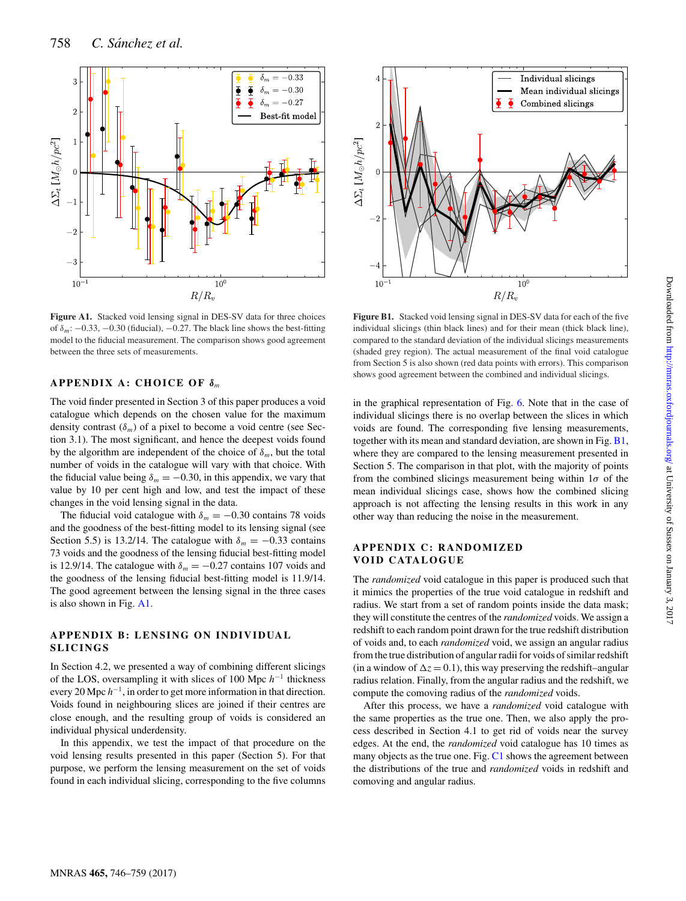**Figure A1.** Stacked void lensing signal in DES-SV data for three choices of $\delta_m$: −0.33, −0.30 (fiducial), −0.27. The black line shows the best-fitting model to the fiducial measurement. The comparison shows good agreement between the three sets of measurements.

**Figure B1.** Stacked void lensing signal in DES-SV data for each of the five individual slicings (thin black lines) and for their mean (thick black line), compared to the standard deviation of the individual slicings measurements (shaded grey region). The actual measurement of the final void catalogue from Section 5 is also shown (red data points with errors). This comparison shows good agreement between the combined and individual slicings.

## APPENDIX A: CHOICE OF $\delta_m$

The void finder presented in Section 3 of this paper produces a void catalogue which depends on the chosen value for the maximum density contrast ($\delta_m$) of a pixel to become a void centre (see Section 3.1). The most significant, and hence the deepest voids found by the algorithm are independent of the choice of $\delta_m$, but the total number of voids in the catalogue will vary with that choice. With the fiducial value being $\delta_m = -0.30$, in this appendix, we vary that value by 10 per cent high and low, and test the impact of these changes in the void lensing signal in the data.

The fiducial void catalogue with $\delta_m = -0.30$ contains 78 voids and the goodness of the best-fitting model to its lensing signal (see Section 5.5) is 13.2/14. The catalogue with $\delta_m = -0.33$ contains 73 voids and the goodness of the lensing fiducial best-fitting model is 12.9/14. The catalogue with $\delta_m = -0.27$ contains 107 voids and the goodness of the lensing fiducial best-fitting model is 11.9/14. The good agreement between the lensing signal in the three cases is also shown in Fig. A1.

## APPENDIX B: LENSING ON INDIVIDUAL SLICINGS

In Section 4.2, we presented a way of combining different slicings of the LOS, oversampling it with slices of 100 Mpc $h^{-1}$ thickness every 20 Mpc $h^{-1}$, in order to get more information in that direction. Voids found in neighbouring slices are joined if their centres are close enough, and the resulting group of voids is considered an individual physical underdensity.

In this appendix, we test the impact of that procedure on the void lensing results presented in this paper (Section 5). For that purpose, we perform the lensing measurement on the set of voids found in each individual slicing, corresponding to the five columns in the graphical representation of Fig. 6. Note that in the case of individual slicings there is no overlap between the slices in which voids are found. The corresponding five lensing measurements, together with its mean and standard deviation, are shown in Fig. B1, where they are compared to the lensing measurement presented in Section 5. The comparison in that plot, with the majority of points from the combined slicings measurement being within 1$\sigma$ of the mean individual slicings case, shows how the combined slicing approach is not affecting the lensing results in this work in any other way than reducing the noise in the measurement.

## APPENDIX C: RANDOMIZED VOID CATALOGUE

The *randomized* void catalogue in this paper is produced such that it mimics the properties of the true void catalogue in redshift and radius. We start from a set of random points inside the data mask; they will constitute the centres of the *randomized* voids. We assign a redshift to each random point drawn for the true redshift distribution of voids and, to each *randomized* void, we assign an angular radius from the true distribution of angular radii for voids of similar redshift (in a window of $\Delta z = 0.1$), this way preserving the redshift–angular radius relation. Finally, from the angular radius and the redshift, we compute the comoving radius of the *randomized* voids.

After this process, we have a *randomized* void catalogue with the same properties as the true one. Then, we also apply the process described in Section 4.1 to get rid of voids near the survey edges. At the end, the *randomized* void catalogue has 10 times as many objects as the true one. Fig. C1 shows the agreement between the distributions of the true and *randomized* voids in redshift and comoving and angular radius.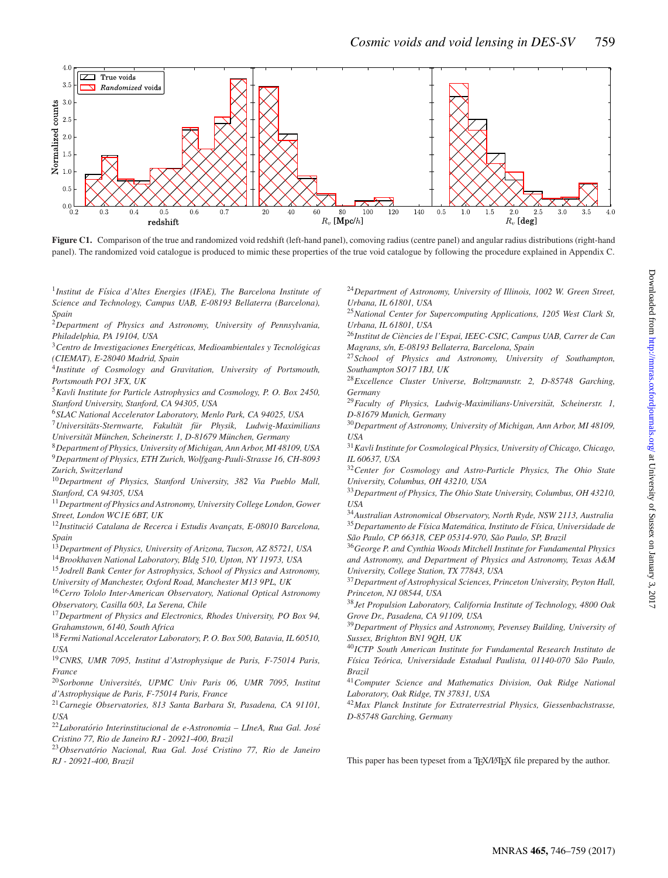Normalized counts

True voids

*Randomized voids*

redshift

$R_v$ [Mpc/$h$]

$R_v$ [deg]

**Figure C1.** Comparison of the true and randomized void redshift (left-hand panel), comoving radius (centre panel) and angular radius distributions (right-hand panel). The randomized void catalogue is produced to mimic these properties of the true void catalogue by following the procedure explained in Appendix C.

[1] *Institut de Física d'Altes Energies (IFAE), The Barcelona Institute of Science and Technology, Campus UAB, E-08193 Bellaterra (Barcelona), Spain*
[2] *Department of Physics and Astronomy, University of Pennsylvania, Philadelphia, PA 19104, USA*
[3] *Centro de Investigaciones Energéticas, Medioambientales y Tecnológicas (CIEMAT), E-28040 Madrid, Spain*
[4] *Institute of Cosmology and Gravitation, University of Portsmouth, Portsmouth PO1 3FX, UK*
[5] *Kavli Institute for Particle Astrophysics and Cosmology, P. O. Box 2450, Stanford University, Stanford, CA 94305, USA*
[6] *SLAC National Accelerator Laboratory, Menlo Park, CA 94025, USA*
[7] *Universitäts-Sternwarte, Fakultät für Physik, Ludwig-Maximilians Universität München, Scheinerstr. 1, D-81679 München, Germany*
[8] *Department of Physics, University of Michigan, Ann Arbor, MI 48109, USA*
[9] *Department of Physics, ETH Zurich, Wolfgang-Pauli-Strasse 16, CH-8093 Zurich, Switzerland*
[10] *Department of Physics, Stanford University, 382 Via Pueblo Mall, Stanford, CA 94305, USA*
[11] *Department of Physics and Astronomy, University College London, Gower Street, London WC1E 6BT, UK*
[12] *Institució Catalana de Recerca i Estudis Avançats, E-08010 Barcelona, Spain*
[13] *Department of Physics, University of Arizona, Tucson, AZ 85721, USA*
[14] *Brookhaven National Laboratory, Bldg 510, Upton, NY 11973, USA*
[15] *Jodrell Bank Center for Astrophysics, School of Physics and Astronomy, University of Manchester, Oxford Road, Manchester M13 9PL, UK*
[16] *Cerro Tololo Inter-American Observatory, National Optical Astronomy Observatory, Casilla 603, La Serena, Chile*
[17] *Department of Physics and Electronics, Rhodes University, PO Box 94, Grahamstown, 6140, South Africa*
[18] *Fermi National Accelerator Laboratory, P. O. Box 500, Batavia, IL 60510, USA*
[19] *CNRS, UMR 7095, Institut d'Astrophysique de Paris, F-75014 Paris, France*
[20] *Sorbonne Universités, UPMC Univ Paris 06, UMR 7095, Institut d'Astrophysique de Paris, F-75014 Paris, France*
[21] *Carnegie Observatories, 813 Santa Barbara St, Pasadena, CA 91101, USA*
[22] *Laboratório Interinstitucional de e-Astronomia – LIneA, Rua Gal. José Cristino 77, Rio de Janeiro RJ - 20921-400, Brazil*
[23] *Observatório Nacional, Rua Gal. José Cristino 77, Rio de Janeiro RJ - 20921-400, Brazil*
[24] *Department of Astronomy, University of Illinois, 1002 W. Green Street, Urbana, IL 61801, USA*
[25] *National Center for Supercomputing Applications, 1205 West Clark St, Urbana, IL 61801, USA*
[26] *Institut de Ciències de l'Espai, IEEC-CSIC, Campus UAB, Carrer de Can Magrans, s/n, E-08193 Bellaterra, Barcelona, Spain*
[27] *School of Physics and Astronomy, University of Southampton, Southampton SO17 1BJ, UK*
[28] *Excellence Cluster Universe, Boltzmannstr. 2, D-85748 Garching, Germany*
[29] *Faculty of Physics, Ludwig-Maximilians-Universität, Scheinerstr. 1, D-81679 Munich, Germany*
[30] *Department of Astronomy, University of Michigan, Ann Arbor, MI 48109, USA*
[31] *Kavli Institute for Cosmological Physics, University of Chicago, Chicago, IL 60637, USA*
[32] *Center for Cosmology and Astro-Particle Physics, The Ohio State University, Columbus, OH 43210, USA*
[33] *Department of Physics, The Ohio State University, Columbus, OH 43210, USA*
[34] *Australian Astronomical Observatory, North Ryde, NSW 2113, Australia*
[35] *Departamento de Física Matemática, Instituto de Física, Universidade de São Paulo, CP 66318, CEP 05314-970, São Paulo, SP, Brazil*
[36] *George P. and Cynthia Woods Mitchell Institute for Fundamental Physics and Astronomy, and Department of Physics and Astronomy, Texas A&M University, College Station, TX 77843, USA*
[37] *Department of Astrophysical Sciences, Princeton University, Peyton Hall, Princeton, NJ 08544, USA*
[38] *Jet Propulsion Laboratory, California Institute of Technology, 4800 Oak Grove Dr., Pasadena, CA 91109, USA*
[39] *Department of Physics and Astronomy, Pevensey Building, University of Sussex, Brighton BN1 9QH, UK*
[40] *ICTP South American Institute for Fundamental Research Instituto de Física Teórica, Universidade Estadual Paulista, 01140-070 São Paulo, Brazil*
[41] *Computer Science and Mathematics Division, Oak Ridge National Laboratory, Oak Ridge, TN 37831, USA*
[42] *Max Planck Institute for Extraterrestrial Physics, Giessenbachstrasse, D-85748 Garching, Germany*

This paper has been typeset from a TEX/LATEX file prepared by the author.